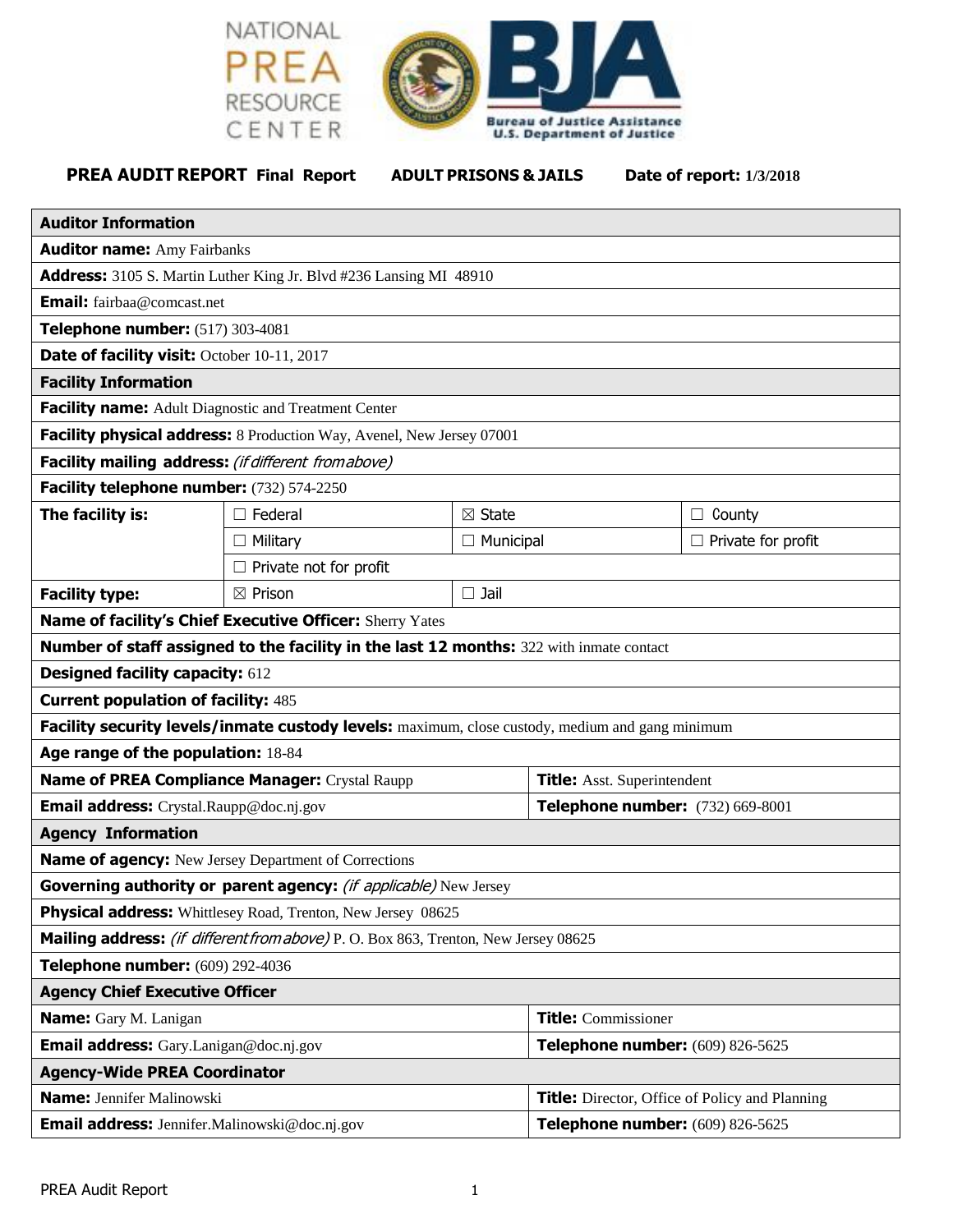NATIONAL PREA RESOURCE CENTER

Bureau of Justice Assistance U.S. Department of Justice

**PREA AUDIT REPORT** **Final Report** **ADULT PRISONS & JAILS** **Date of report:** 1/3/2018

| **Auditor Information** | | | |
|---|---|---|---|
| **Auditor name:** Amy Fairbanks | | | |
| **Address:** 3105 S. Martin Luther King Jr. Blvd #236 Lansing MI 48910 | | | |
| **Email:** fairbaa@comcast.net | | | |
| **Telephone number:** (517) 303-4081 | | | |
| **Date of facility visit:** October 10-11, 2017 | | | |
| **Facility Information** | | | |
| **Facility name:** Adult Diagnostic and Treatment Center | | | |
| **Facility physical address:** 8 Production Way, Avenel, New Jersey 07001 | | | |
| **Facility mailing address:** *(if different from above)* | | | |
| **Facility telephone number:** (732) 574-2250 | | | |
| **The facility is:** | ☐ Federal | ☒ State | ☐ County |
| | ☐ Military | ☐ Municipal | ☐ Private for profit |
| | ☐ Private not for profit | | |
| **Facility type:** | ☒ Prison | ☐ Jail | |
| **Name of facility's Chief Executive Officer:** Sherry Yates | | | |
| **Number of staff assigned to the facility in the last 12 months:** 322 with inmate contact | | | |
| **Designed facility capacity:** 612 | | | |
| **Current population of facility:** 485 | | | |
| **Facility security levels/inmate custody levels:** maximum, close custody, medium and gang minimum | | | |
| **Age range of the population:** 18-84 | | | |
| **Name of PREA Compliance Manager:** Crystal Raupp | | **Title:** Asst. Superintendent | |
| **Email address:** Crystal.Raupp@doc.nj.gov | | **Telephone number:** (732) 669-8001 | |
| **Agency Information** | | | |
| **Name of agency:** New Jersey Department of Corrections | | | |
| **Governing authority or parent agency:** *(if applicable)* New Jersey | | | |
| **Physical address:** Whittlesey Road, Trenton, New Jersey 08625 | | | |
| **Mailing address:** *(if different from above)* P. O. Box 863, Trenton, New Jersey 08625 | | | |
| **Telephone number:** (609) 292-4036 | | | |
| **Agency Chief Executive Officer** | | | |
| **Name:** Gary M. Lanigan | | **Title:** Commissioner | |
| **Email address:** Gary.Lanigan@doc.nj.gov | | **Telephone number:** (609) 826-5625 | |
| **Agency-Wide PREA Coordinator** | | | |
| **Name:** Jennifer Malinowski | | **Title:** Director, Office of Policy and Planning | |
| **Email address:** Jennifer.Malinowski@doc.nj.gov | | **Telephone number:** (609) 826-5625 | |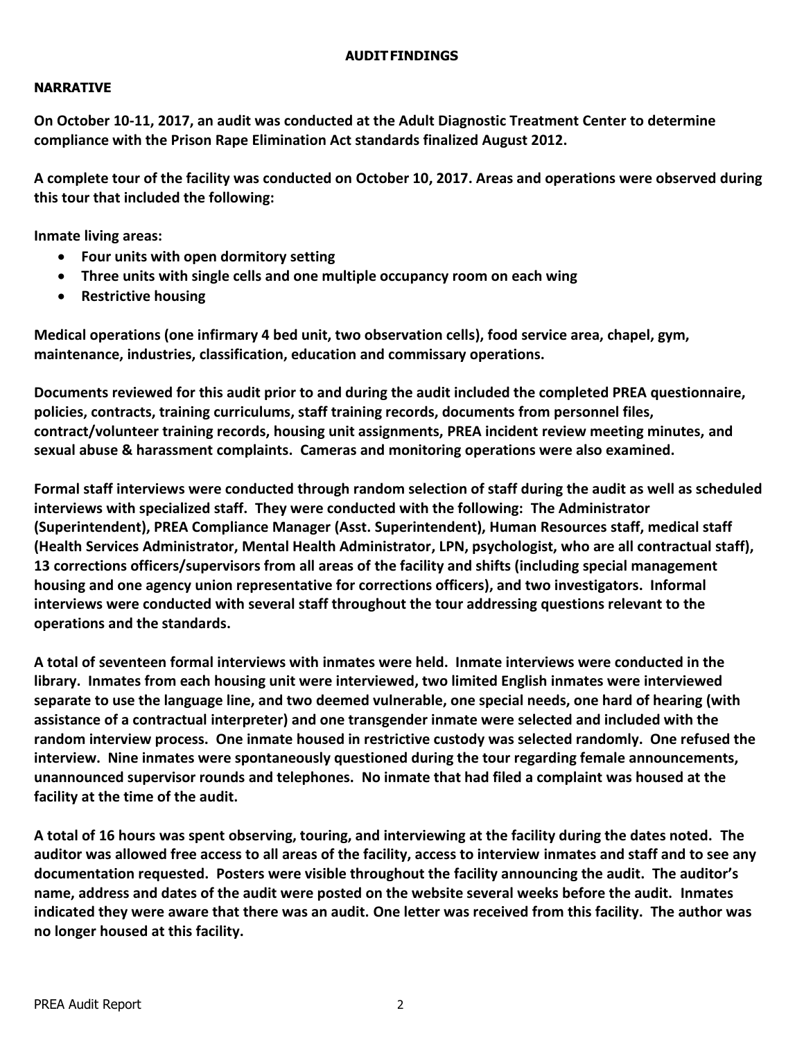## AUDIT FINDINGS

### NARRATIVE

**On October 10-11, 2017, an audit was conducted at the Adult Diagnostic Treatment Center to determine compliance with the Prison Rape Elimination Act standards finalized August 2012.**

**A complete tour of the facility was conducted on October 10, 2017. Areas and operations were observed during this tour that included the following:**

**Inmate living areas:**

- **Four units with open dormitory setting**
- **Three units with single cells and one multiple occupancy room on each wing**
- **Restrictive housing**

**Medical operations (one infirmary 4 bed unit, two observation cells), food service area, chapel, gym, maintenance, industries, classification, education and commissary operations.**

**Documents reviewed for this audit prior to and during the audit included the completed PREA questionnaire, policies, contracts, training curriculums, staff training records, documents from personnel files, contract/volunteer training records, housing unit assignments, PREA incident review meeting minutes, and sexual abuse & harassment complaints. Cameras and monitoring operations were also examined.**

**Formal staff interviews were conducted through random selection of staff during the audit as well as scheduled interviews with specialized staff. They were conducted with the following: The Administrator (Superintendent), PREA Compliance Manager (Asst. Superintendent), Human Resources staff, medical staff (Health Services Administrator, Mental Health Administrator, LPN, psychologist, who are all contractual staff), 13 corrections officers/supervisors from all areas of the facility and shifts (including special management housing and one agency union representative for corrections officers), and two investigators. Informal interviews were conducted with several staff throughout the tour addressing questions relevant to the operations and the standards.**

**A total of seventeen formal interviews with inmates were held. Inmate interviews were conducted in the library. Inmates from each housing unit were interviewed, two limited English inmates were interviewed separate to use the language line, and two deemed vulnerable, one special needs, one hard of hearing (with assistance of a contractual interpreter) and one transgender inmate were selected and included with the random interview process. One inmate housed in restrictive custody was selected randomly. One refused the interview. Nine inmates were spontaneously questioned during the tour regarding female announcements, unannounced supervisor rounds and telephones. No inmate that had filed a complaint was housed at the facility at the time of the audit.**

**A total of 16 hours was spent observing, touring, and interviewing at the facility during the dates noted. The auditor was allowed free access to all areas of the facility, access to interview inmates and staff and to see any documentation requested. Posters were visible throughout the facility announcing the audit. The auditor's name, address and dates of the audit were posted on the website several weeks before the audit. Inmates indicated they were aware that there was an audit. One letter was received from this facility. The author was no longer housed at this facility.**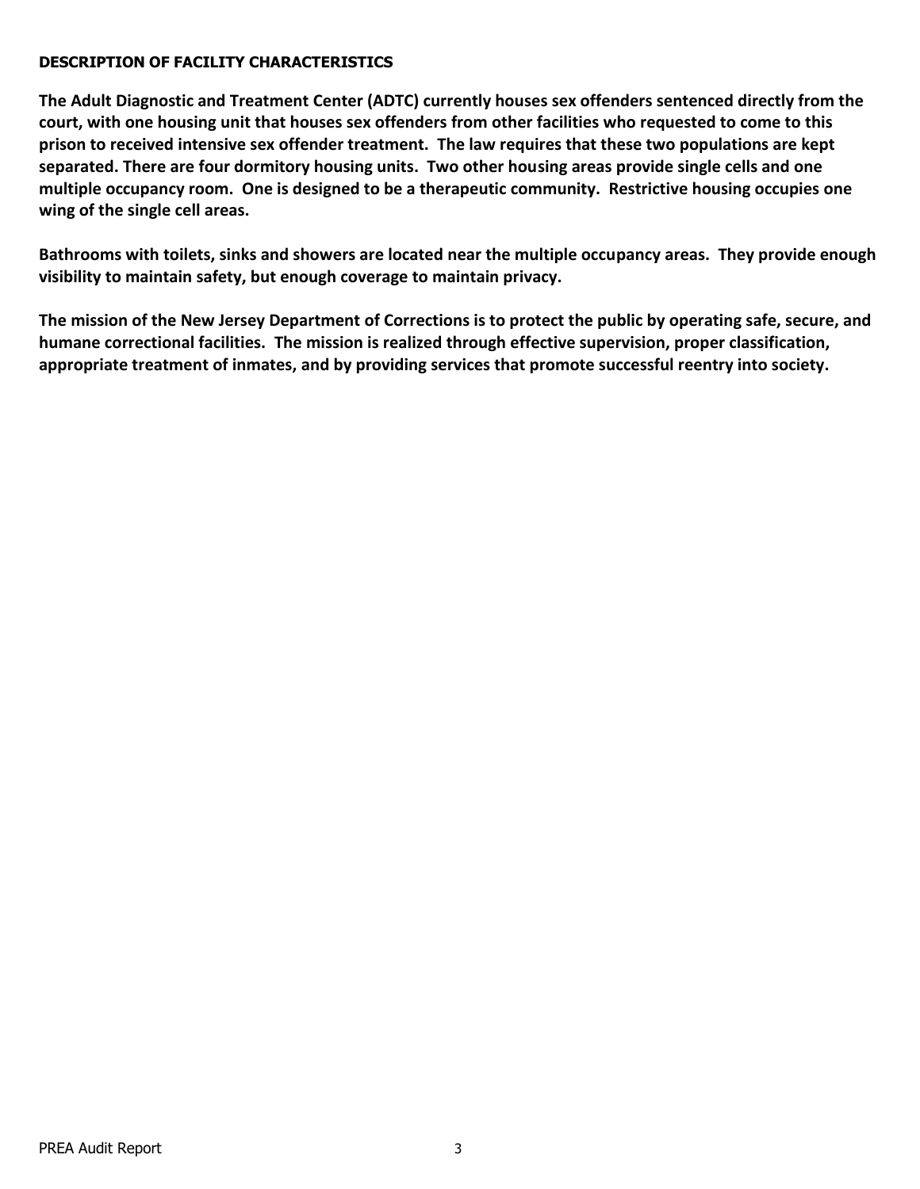## DESCRIPTION OF FACILITY CHARACTERISTICS

**The Adult Diagnostic and Treatment Center (ADTC) currently houses sex offenders sentenced directly from the court, with one housing unit that houses sex offenders from other facilities who requested to come to this prison to received intensive sex offender treatment. The law requires that these two populations are kept separated. There are four dormitory housing units. Two other housing areas provide single cells and one multiple occupancy room. One is designed to be a therapeutic community. Restrictive housing occupies one wing of the single cell areas.**

**Bathrooms with toilets, sinks and showers are located near the multiple occupancy areas. They provide enough visibility to maintain safety, but enough coverage to maintain privacy.**

**The mission of the New Jersey Department of Corrections is to protect the public by operating safe, secure, and humane correctional facilities. The mission is realized through effective supervision, proper classification, appropriate treatment of inmates, and by providing services that promote successful reentry into society.**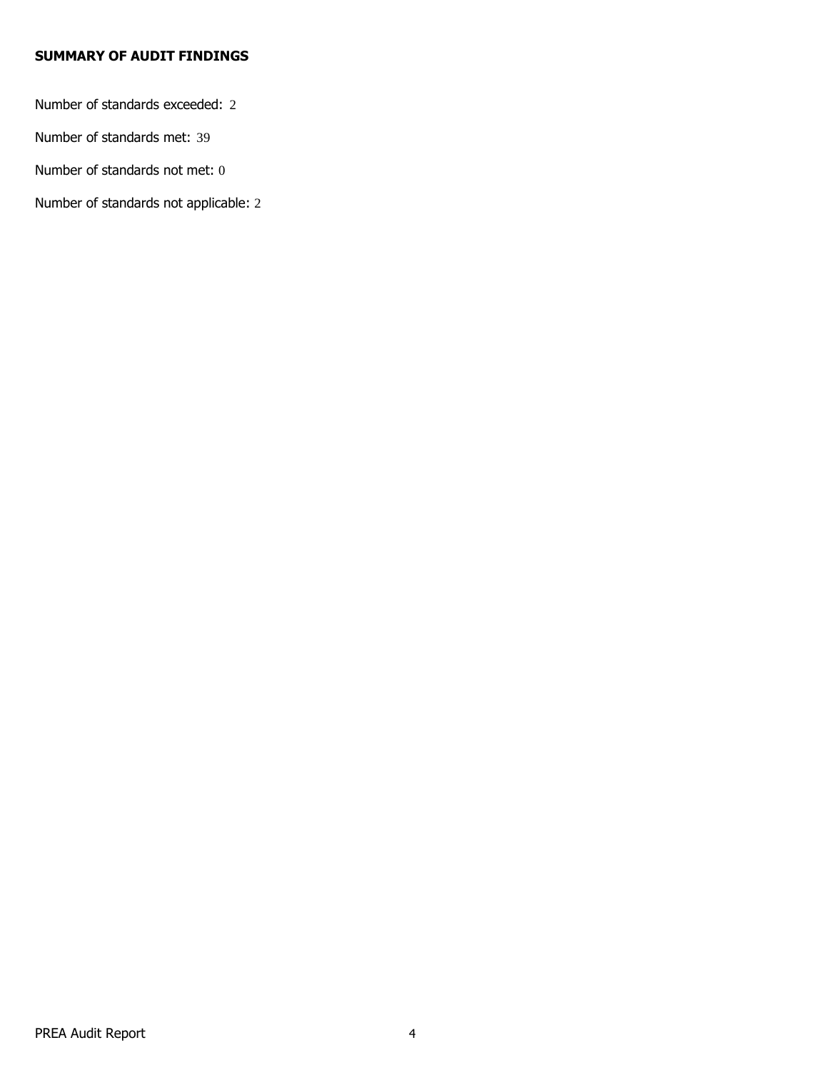**SUMMARY OF AUDIT FINDINGS**

Number of standards exceeded: 2

Number of standards met: 39

Number of standards not met: 0

Number of standards not applicable: 2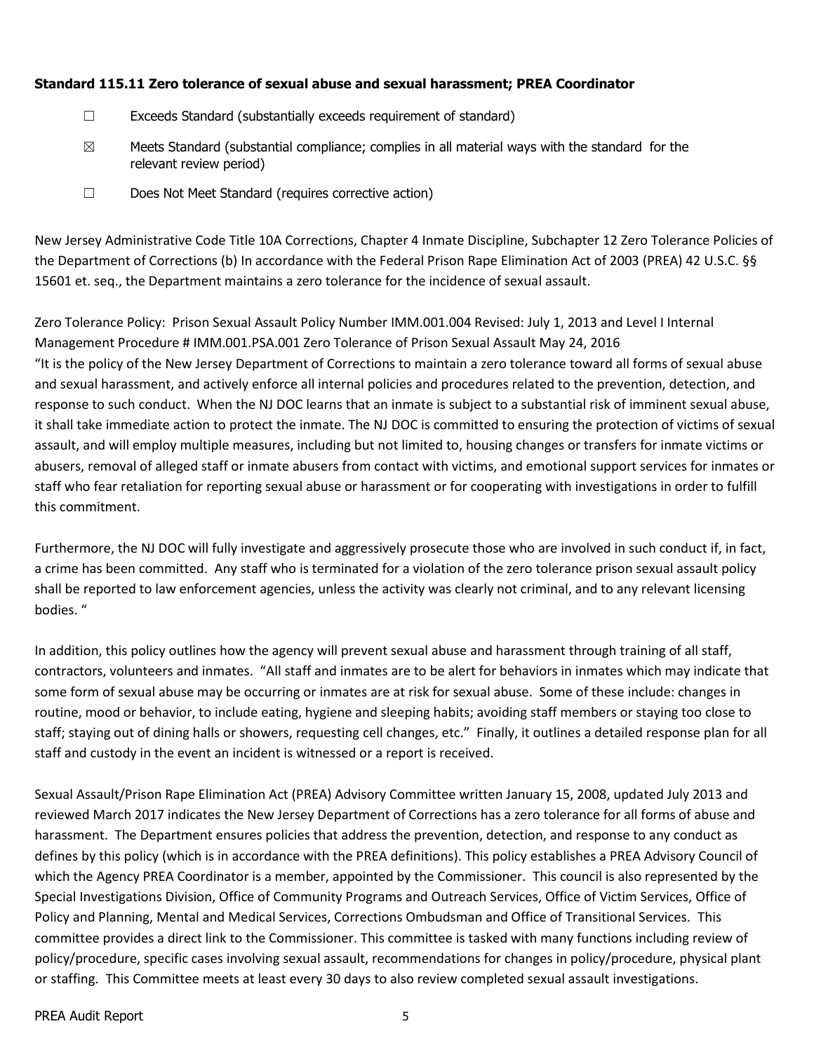**Standard 115.11 Zero tolerance of sexual abuse and sexual harassment; PREA Coordinator**

☐ Exceeds Standard (substantially exceeds requirement of standard)

☒ Meets Standard (substantial compliance; complies in all material ways with the standard for the relevant review period)

☐ Does Not Meet Standard (requires corrective action)

New Jersey Administrative Code Title 10A Corrections, Chapter 4 Inmate Discipline, Subchapter 12 Zero Tolerance Policies of the Department of Corrections (b) In accordance with the Federal Prison Rape Elimination Act of 2003 (PREA) 42 U.S.C. §§ 15601 et. seq., the Department maintains a zero tolerance for the incidence of sexual assault.

Zero Tolerance Policy: Prison Sexual Assault Policy Number IMM.001.004 Revised: July 1, 2013 and Level I Internal Management Procedure # IMM.001.PSA.001 Zero Tolerance of Prison Sexual Assault May 24, 2016
"It is the policy of the New Jersey Department of Corrections to maintain a zero tolerance toward all forms of sexual abuse and sexual harassment, and actively enforce all internal policies and procedures related to the prevention, detection, and response to such conduct. When the NJ DOC learns that an inmate is subject to a substantial risk of imminent sexual abuse, it shall take immediate action to protect the inmate. The NJ DOC is committed to ensuring the protection of victims of sexual assault, and will employ multiple measures, including but not limited to, housing changes or transfers for inmate victims or abusers, removal of alleged staff or inmate abusers from contact with victims, and emotional support services for inmates or staff who fear retaliation for reporting sexual abuse or harassment or for cooperating with investigations in order to fulfill this commitment.

Furthermore, the NJ DOC will fully investigate and aggressively prosecute those who are involved in such conduct if, in fact, a crime has been committed. Any staff who is terminated for a violation of the zero tolerance prison sexual assault policy shall be reported to law enforcement agencies, unless the activity was clearly not criminal, and to any relevant licensing bodies. "

In addition, this policy outlines how the agency will prevent sexual abuse and harassment through training of all staff, contractors, volunteers and inmates. "All staff and inmates are to be alert for behaviors in inmates which may indicate that some form of sexual abuse may be occurring or inmates are at risk for sexual abuse. Some of these include: changes in routine, mood or behavior, to include eating, hygiene and sleeping habits; avoiding staff members or staying too close to staff; staying out of dining halls or showers, requesting cell changes, etc." Finally, it outlines a detailed response plan for all staff and custody in the event an incident is witnessed or a report is received.

Sexual Assault/Prison Rape Elimination Act (PREA) Advisory Committee written January 15, 2008, updated July 2013 and reviewed March 2017 indicates the New Jersey Department of Corrections has a zero tolerance for all forms of abuse and harassment. The Department ensures policies that address the prevention, detection, and response to any conduct as defines by this policy (which is in accordance with the PREA definitions). This policy establishes a PREA Advisory Council of which the Agency PREA Coordinator is a member, appointed by the Commissioner. This council is also represented by the Special Investigations Division, Office of Community Programs and Outreach Services, Office of Victim Services, Office of Policy and Planning, Mental and Medical Services, Corrections Ombudsman and Office of Transitional Services. This committee provides a direct link to the Commissioner. This committee is tasked with many functions including review of policy/procedure, specific cases involving sexual assault, recommendations for changes in policy/procedure, physical plant or staffing. This Committee meets at least every 30 days to also review completed sexual assault investigations.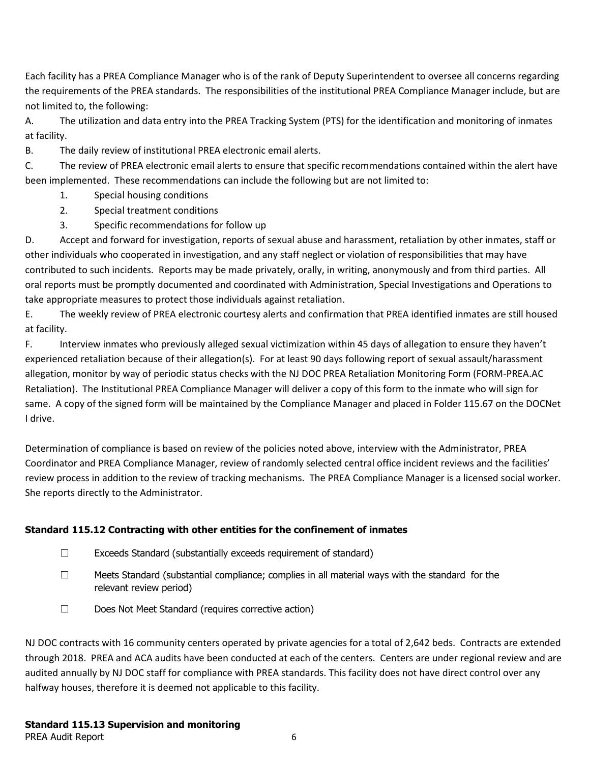Each facility has a PREA Compliance Manager who is of the rank of Deputy Superintendent to oversee all concerns regarding the requirements of the PREA standards. The responsibilities of the institutional PREA Compliance Manager include, but are not limited to, the following:

A. The utilization and data entry into the PREA Tracking System (PTS) for the identification and monitoring of inmates at facility.

B. The daily review of institutional PREA electronic email alerts.

C. The review of PREA electronic email alerts to ensure that specific recommendations contained within the alert have been implemented. These recommendations can include the following but are not limited to:

1. Special housing conditions
2. Special treatment conditions
3. Specific recommendations for follow up

D. Accept and forward for investigation, reports of sexual abuse and harassment, retaliation by other inmates, staff or other individuals who cooperated in investigation, and any staff neglect or violation of responsibilities that may have contributed to such incidents. Reports may be made privately, orally, in writing, anonymously and from third parties. All oral reports must be promptly documented and coordinated with Administration, Special Investigations and Operations to take appropriate measures to protect those individuals against retaliation.

E. The weekly review of PREA electronic courtesy alerts and confirmation that PREA identified inmates are still housed at facility.

F. Interview inmates who previously alleged sexual victimization within 45 days of allegation to ensure they haven't experienced retaliation because of their allegation(s). For at least 90 days following report of sexual assault/harassment allegation, monitor by way of periodic status checks with the NJ DOC PREA Retaliation Monitoring Form (FORM-PREA.AC Retaliation). The Institutional PREA Compliance Manager will deliver a copy of this form to the inmate who will sign for same. A copy of the signed form will be maintained by the Compliance Manager and placed in Folder 115.67 on the DOCNet I drive.

Determination of compliance is based on review of the policies noted above, interview with the Administrator, PREA Coordinator and PREA Compliance Manager, review of randomly selected central office incident reviews and the facilities' review process in addition to the review of tracking mechanisms. The PREA Compliance Manager is a licensed social worker. She reports directly to the Administrator.

### Standard 115.12 Contracting with other entities for the confinement of inmates

☐ Exceeds Standard (substantially exceeds requirement of standard)

☐ Meets Standard (substantial compliance; complies in all material ways with the standard for the relevant review period)

☐ Does Not Meet Standard (requires corrective action)

NJ DOC contracts with 16 community centers operated by private agencies for a total of 2,642 beds. Contracts are extended through 2018. PREA and ACA audits have been conducted at each of the centers. Centers are under regional review and are audited annually by NJ DOC staff for compliance with PREA standards. This facility does not have direct control over any halfway houses, therefore it is deemed not applicable to this facility.

### Standard 115.13 Supervision and monitoring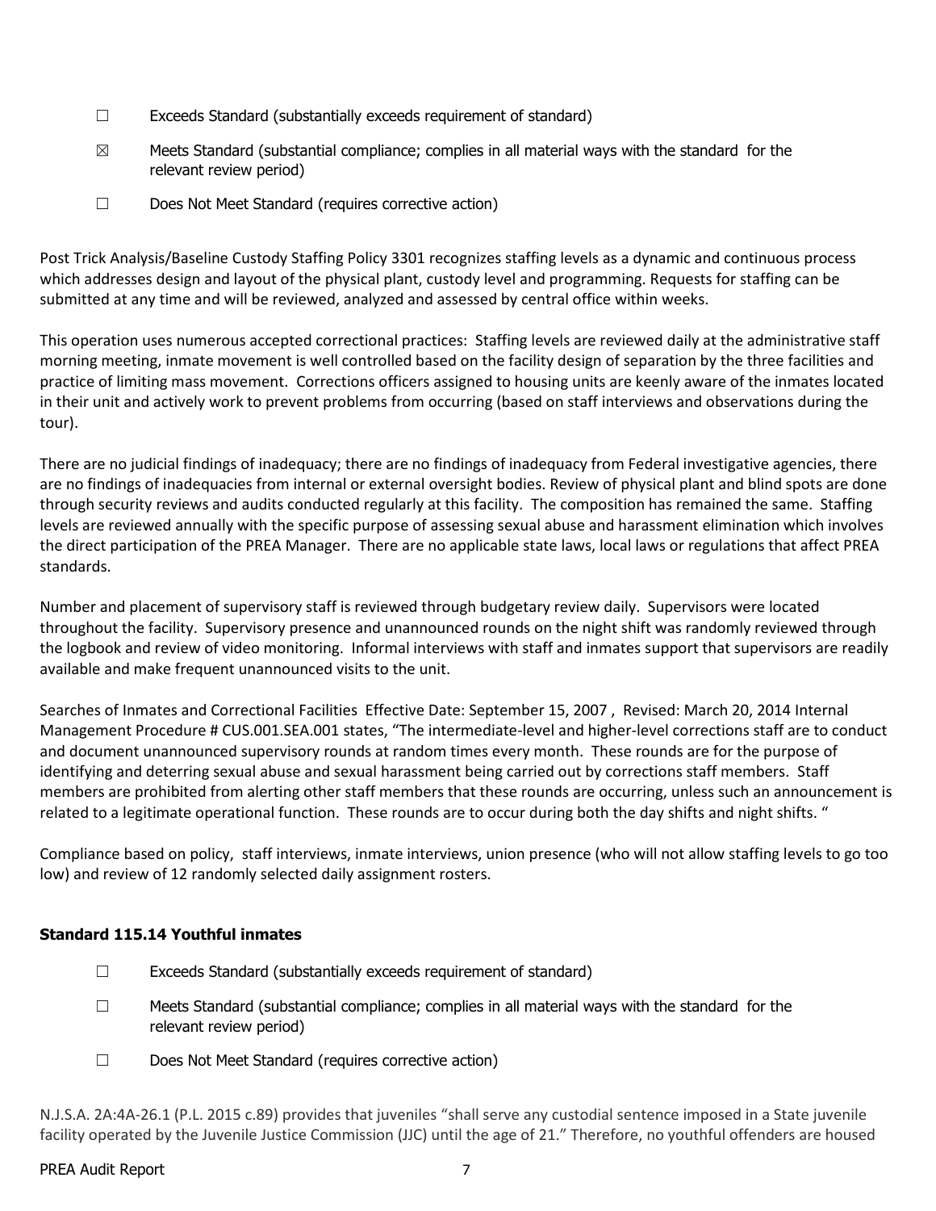☐ Exceeds Standard (substantially exceeds requirement of standard)

☒ Meets Standard (substantial compliance; complies in all material ways with the standard for the relevant review period)

☐ Does Not Meet Standard (requires corrective action)

Post Trick Analysis/Baseline Custody Staffing Policy 3301 recognizes staffing levels as a dynamic and continuous process which addresses design and layout of the physical plant, custody level and programming. Requests for staffing can be submitted at any time and will be reviewed, analyzed and assessed by central office within weeks.

This operation uses numerous accepted correctional practices: Staffing levels are reviewed daily at the administrative staff morning meeting, inmate movement is well controlled based on the facility design of separation by the three facilities and practice of limiting mass movement. Corrections officers assigned to housing units are keenly aware of the inmates located in their unit and actively work to prevent problems from occurring (based on staff interviews and observations during the tour).

There are no judicial findings of inadequacy; there are no findings of inadequacy from Federal investigative agencies, there are no findings of inadequacies from internal or external oversight bodies. Review of physical plant and blind spots are done through security reviews and audits conducted regularly at this facility. The composition has remained the same. Staffing levels are reviewed annually with the specific purpose of assessing sexual abuse and harassment elimination which involves the direct participation of the PREA Manager. There are no applicable state laws, local laws or regulations that affect PREA standards.

Number and placement of supervisory staff is reviewed through budgetary review daily. Supervisors were located throughout the facility. Supervisory presence and unannounced rounds on the night shift was randomly reviewed through the logbook and review of video monitoring. Informal interviews with staff and inmates support that supervisors are readily available and make frequent unannounced visits to the unit.

Searches of Inmates and Correctional Facilities Effective Date: September 15, 2007 , Revised: March 20, 2014 Internal Management Procedure # CUS.001.SEA.001 states, "The intermediate-level and higher-level corrections staff are to conduct and document unannounced supervisory rounds at random times every month. These rounds are for the purpose of identifying and deterring sexual abuse and sexual harassment being carried out by corrections staff members. Staff members are prohibited from alerting other staff members that these rounds are occurring, unless such an announcement is related to a legitimate operational function. These rounds are to occur during both the day shifts and night shifts. "

Compliance based on policy, staff interviews, inmate interviews, union presence (who will not allow staffing levels to go too low) and review of 12 randomly selected daily assignment rosters.

### Standard 115.14 Youthful inmates

☐ Exceeds Standard (substantially exceeds requirement of standard)

☐ Meets Standard (substantial compliance; complies in all material ways with the standard for the relevant review period)

☐ Does Not Meet Standard (requires corrective action)

N.J.S.A. 2A:4A-26.1 (P.L. 2015 c.89) provides that juveniles "shall serve any custodial sentence imposed in a State juvenile facility operated by the Juvenile Justice Commission (JJC) until the age of 21." Therefore, no youthful offenders are housed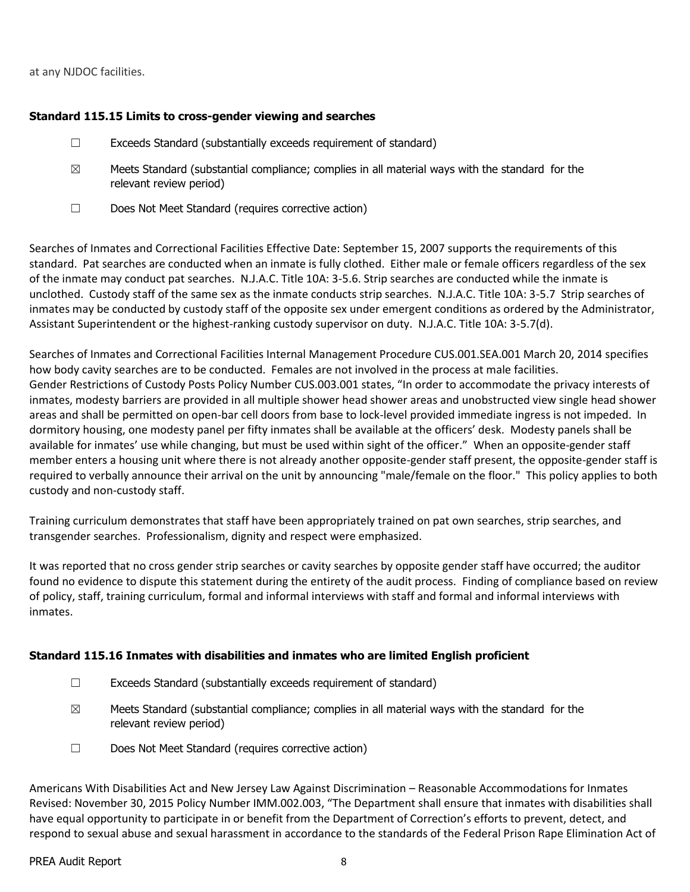at any NJDOC facilities.

**Standard 115.15 Limits to cross-gender viewing and searches**

☐ Exceeds Standard (substantially exceeds requirement of standard)

☒ Meets Standard (substantial compliance; complies in all material ways with the standard for the relevant review period)

☐ Does Not Meet Standard (requires corrective action)

Searches of Inmates and Correctional Facilities Effective Date: September 15, 2007 supports the requirements of this standard. Pat searches are conducted when an inmate is fully clothed. Either male or female officers regardless of the sex of the inmate may conduct pat searches. N.J.A.C. Title 10A: 3-5.6. Strip searches are conducted while the inmate is unclothed. Custody staff of the same sex as the inmate conducts strip searches. N.J.A.C. Title 10A: 3-5.7 Strip searches of inmates may be conducted by custody staff of the opposite sex under emergent conditions as ordered by the Administrator, Assistant Superintendent or the highest-ranking custody supervisor on duty. N.J.A.C. Title 10A: 3-5.7(d).

Searches of Inmates and Correctional Facilities Internal Management Procedure CUS.001.SEA.001 March 20, 2014 specifies how body cavity searches are to be conducted. Females are not involved in the process at male facilities. Gender Restrictions of Custody Posts Policy Number CUS.003.001 states, "In order to accommodate the privacy interests of inmates, modesty barriers are provided in all multiple shower head shower areas and unobstructed view single head shower areas and shall be permitted on open-bar cell doors from base to lock-level provided immediate ingress is not impeded. In dormitory housing, one modesty panel per fifty inmates shall be available at the officers' desk. Modesty panels shall be available for inmates' use while changing, but must be used within sight of the officer." When an opposite-gender staff member enters a housing unit where there is not already another opposite-gender staff present, the opposite-gender staff is required to verbally announce their arrival on the unit by announcing "male/female on the floor." This policy applies to both custody and non-custody staff.

Training curriculum demonstrates that staff have been appropriately trained on pat own searches, strip searches, and transgender searches. Professionalism, dignity and respect were emphasized.

It was reported that no cross gender strip searches or cavity searches by opposite gender staff have occurred; the auditor found no evidence to dispute this statement during the entirety of the audit process. Finding of compliance based on review of policy, staff, training curriculum, formal and informal interviews with staff and formal and informal interviews with inmates.

**Standard 115.16 Inmates with disabilities and inmates who are limited English proficient**

☐ Exceeds Standard (substantially exceeds requirement of standard)

☒ Meets Standard (substantial compliance; complies in all material ways with the standard for the relevant review period)

☐ Does Not Meet Standard (requires corrective action)

Americans With Disabilities Act and New Jersey Law Against Discrimination – Reasonable Accommodations for Inmates Revised: November 30, 2015 Policy Number IMM.002.003, "The Department shall ensure that inmates with disabilities shall have equal opportunity to participate in or benefit from the Department of Correction's efforts to prevent, detect, and respond to sexual abuse and sexual harassment in accordance to the standards of the Federal Prison Rape Elimination Act of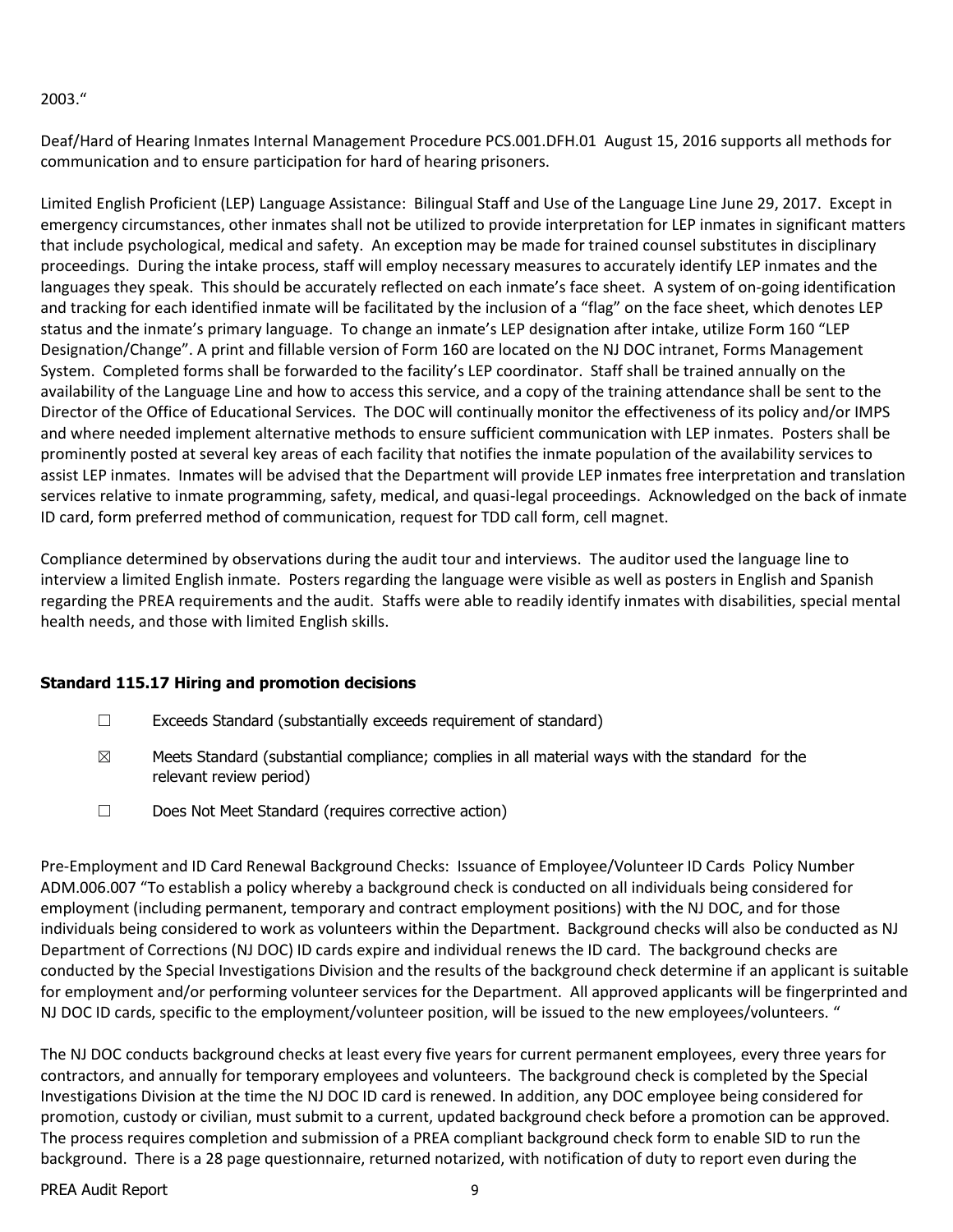2003."

Deaf/Hard of Hearing Inmates Internal Management Procedure PCS.001.DFH.01 August 15, 2016 supports all methods for communication and to ensure participation for hard of hearing prisoners.

Limited English Proficient (LEP) Language Assistance: Bilingual Staff and Use of the Language Line June 29, 2017. Except in emergency circumstances, other inmates shall not be utilized to provide interpretation for LEP inmates in significant matters that include psychological, medical and safety. An exception may be made for trained counsel substitutes in disciplinary proceedings. During the intake process, staff will employ necessary measures to accurately identify LEP inmates and the languages they speak. This should be accurately reflected on each inmate's face sheet. A system of on-going identification and tracking for each identified inmate will be facilitated by the inclusion of a "flag" on the face sheet, which denotes LEP status and the inmate's primary language. To change an inmate's LEP designation after intake, utilize Form 160 "LEP Designation/Change". A print and fillable version of Form 160 are located on the NJ DOC intranet, Forms Management System. Completed forms shall be forwarded to the facility's LEP coordinator. Staff shall be trained annually on the availability of the Language Line and how to access this service, and a copy of the training attendance shall be sent to the Director of the Office of Educational Services. The DOC will continually monitor the effectiveness of its policy and/or IMPS and where needed implement alternative methods to ensure sufficient communication with LEP inmates. Posters shall be prominently posted at several key areas of each facility that notifies the inmate population of the availability services to assist LEP inmates. Inmates will be advised that the Department will provide LEP inmates free interpretation and translation services relative to inmate programming, safety, medical, and quasi-legal proceedings. Acknowledged on the back of inmate ID card, form preferred method of communication, request for TDD call form, cell magnet.

Compliance determined by observations during the audit tour and interviews. The auditor used the language line to interview a limited English inmate. Posters regarding the language were visible as well as posters in English and Spanish regarding the PREA requirements and the audit. Staffs were able to readily identify inmates with disabilities, special mental health needs, and those with limited English skills.

### Standard 115.17 Hiring and promotion decisions

- ☐ Exceeds Standard (substantially exceeds requirement of standard)
- ☒ Meets Standard (substantial compliance; complies in all material ways with the standard for the relevant review period)
- ☐ Does Not Meet Standard (requires corrective action)

Pre-Employment and ID Card Renewal Background Checks: Issuance of Employee/Volunteer ID Cards Policy Number ADM.006.007 "To establish a policy whereby a background check is conducted on all individuals being considered for employment (including permanent, temporary and contract employment positions) with the NJ DOC, and for those individuals being considered to work as volunteers within the Department. Background checks will also be conducted as NJ Department of Corrections (NJ DOC) ID cards expire and individual renews the ID card. The background checks are conducted by the Special Investigations Division and the results of the background check determine if an applicant is suitable for employment and/or performing volunteer services for the Department. All approved applicants will be fingerprinted and NJ DOC ID cards, specific to the employment/volunteer position, will be issued to the new employees/volunteers. "

The NJ DOC conducts background checks at least every five years for current permanent employees, every three years for contractors, and annually for temporary employees and volunteers. The background check is completed by the Special Investigations Division at the time the NJ DOC ID card is renewed. In addition, any DOC employee being considered for promotion, custody or civilian, must submit to a current, updated background check before a promotion can be approved. The process requires completion and submission of a PREA compliant background check form to enable SID to run the background. There is a 28 page questionnaire, returned notarized, with notification of duty to report even during the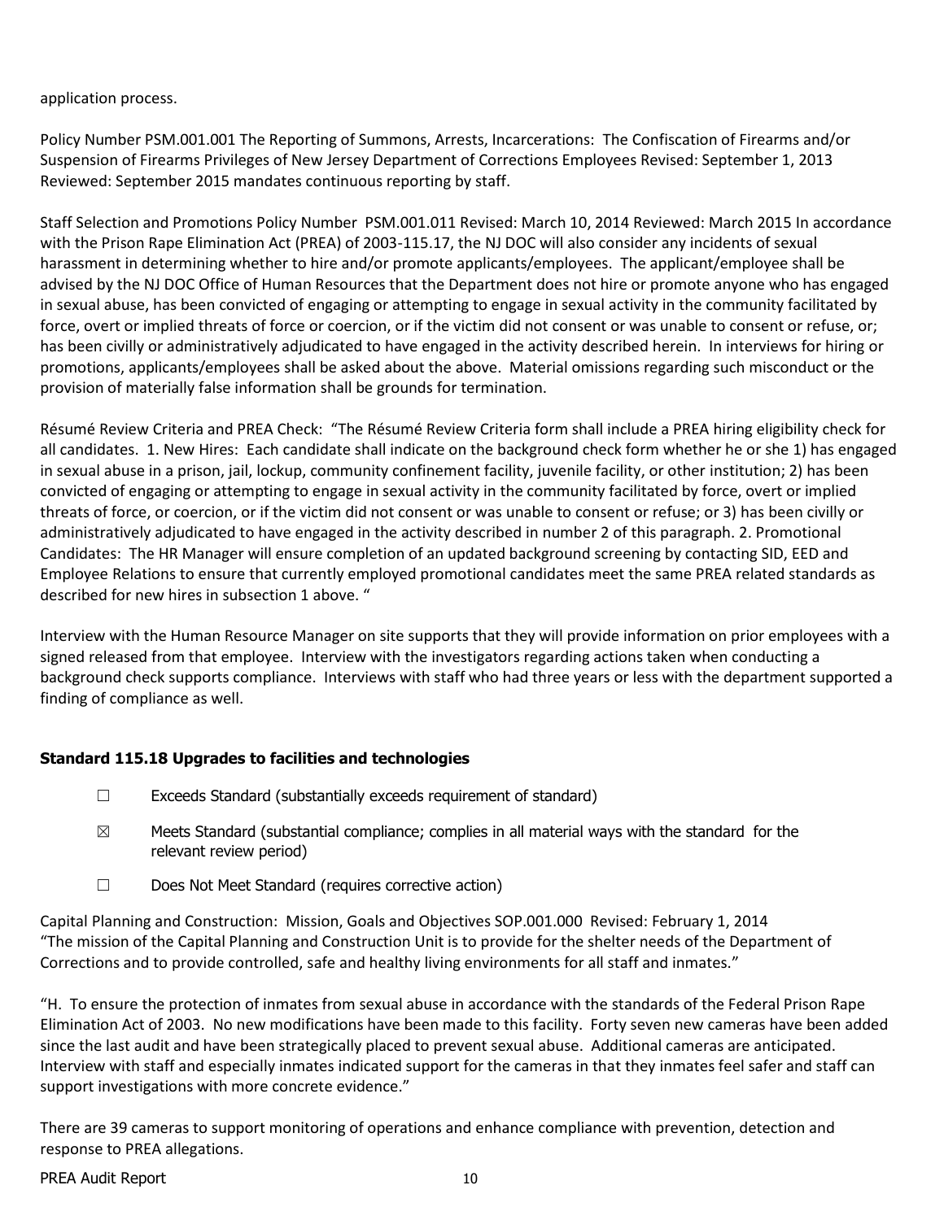application process.

Policy Number PSM.001.001 The Reporting of Summons, Arrests, Incarcerations: The Confiscation of Firearms and/or Suspension of Firearms Privileges of New Jersey Department of Corrections Employees Revised: September 1, 2013 Reviewed: September 2015 mandates continuous reporting by staff.

Staff Selection and Promotions Policy Number PSM.001.011 Revised: March 10, 2014 Reviewed: March 2015 In accordance with the Prison Rape Elimination Act (PREA) of 2003-115.17, the NJ DOC will also consider any incidents of sexual harassment in determining whether to hire and/or promote applicants/employees. The applicant/employee shall be advised by the NJ DOC Office of Human Resources that the Department does not hire or promote anyone who has engaged in sexual abuse, has been convicted of engaging or attempting to engage in sexual activity in the community facilitated by force, overt or implied threats of force or coercion, or if the victim did not consent or was unable to consent or refuse, or; has been civilly or administratively adjudicated to have engaged in the activity described herein. In interviews for hiring or promotions, applicants/employees shall be asked about the above. Material omissions regarding such misconduct or the provision of materially false information shall be grounds for termination.

Résumé Review Criteria and PREA Check: "The Résumé Review Criteria form shall include a PREA hiring eligibility check for all candidates. 1. New Hires: Each candidate shall indicate on the background check form whether he or she 1) has engaged in sexual abuse in a prison, jail, lockup, community confinement facility, juvenile facility, or other institution; 2) has been convicted of engaging or attempting to engage in sexual activity in the community facilitated by force, overt or implied threats of force, or coercion, or if the victim did not consent or was unable to consent or refuse; or 3) has been civilly or administratively adjudicated to have engaged in the activity described in number 2 of this paragraph. 2. Promotional Candidates: The HR Manager will ensure completion of an updated background screening by contacting SID, EED and Employee Relations to ensure that currently employed promotional candidates meet the same PREA related standards as described for new hires in subsection 1 above. "

Interview with the Human Resource Manager on site supports that they will provide information on prior employees with a signed released from that employee. Interview with the investigators regarding actions taken when conducting a background check supports compliance. Interviews with staff who had three years or less with the department supported a finding of compliance as well.

### Standard 115.18 Upgrades to facilities and technologies

☐ Exceeds Standard (substantially exceeds requirement of standard)

☒ Meets Standard (substantial compliance; complies in all material ways with the standard for the relevant review period)

☐ Does Not Meet Standard (requires corrective action)

Capital Planning and Construction: Mission, Goals and Objectives SOP.001.000 Revised: February 1, 2014 "The mission of the Capital Planning and Construction Unit is to provide for the shelter needs of the Department of Corrections and to provide controlled, safe and healthy living environments for all staff and inmates."

"H. To ensure the protection of inmates from sexual abuse in accordance with the standards of the Federal Prison Rape Elimination Act of 2003. No new modifications have been made to this facility. Forty seven new cameras have been added since the last audit and have been strategically placed to prevent sexual abuse. Additional cameras are anticipated. Interview with staff and especially inmates indicated support for the cameras in that they inmates feel safer and staff can support investigations with more concrete evidence."

There are 39 cameras to support monitoring of operations and enhance compliance with prevention, detection and response to PREA allegations.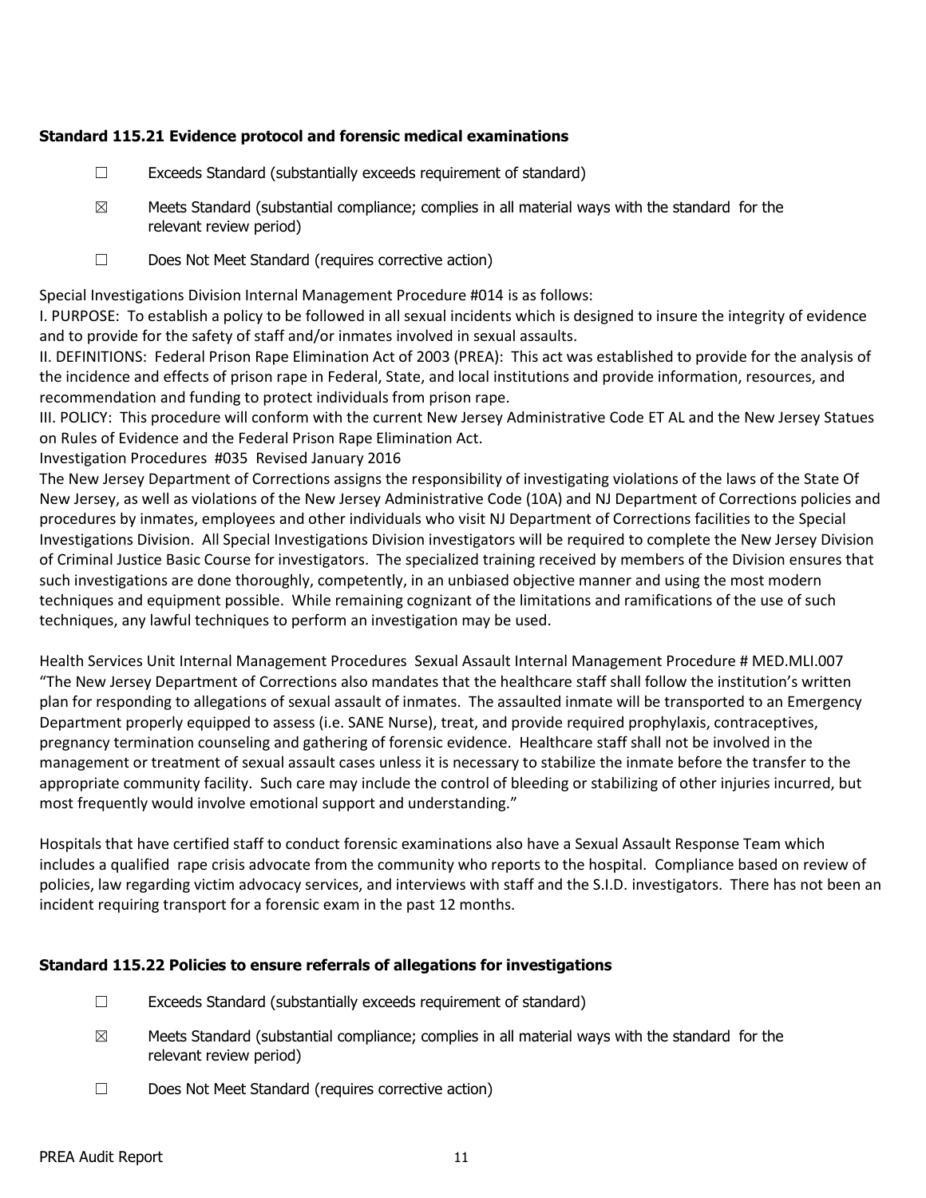### Standard 115.21 Evidence protocol and forensic medical examinations

☐ Exceeds Standard (substantially exceeds requirement of standard)

☒ Meets Standard (substantial compliance; complies in all material ways with the standard for the relevant review period)

☐ Does Not Meet Standard (requires corrective action)

Special Investigations Division Internal Management Procedure #014 is as follows:
I. PURPOSE: To establish a policy to be followed in all sexual incidents which is designed to insure the integrity of evidence and to provide for the safety of staff and/or inmates involved in sexual assaults.
II. DEFINITIONS: Federal Prison Rape Elimination Act of 2003 (PREA): This act was established to provide for the analysis of the incidence and effects of prison rape in Federal, State, and local institutions and provide information, resources, and recommendation and funding to protect individuals from prison rape.
III. POLICY: This procedure will conform with the current New Jersey Administrative Code ET AL and the New Jersey Statues on Rules of Evidence and the Federal Prison Rape Elimination Act.
Investigation Procedures #035 Revised January 2016
The New Jersey Department of Corrections assigns the responsibility of investigating violations of the laws of the State Of New Jersey, as well as violations of the New Jersey Administrative Code (10A) and NJ Department of Corrections policies and procedures by inmates, employees and other individuals who visit NJ Department of Corrections facilities to the Special Investigations Division. All Special Investigations Division investigators will be required to complete the New Jersey Division of Criminal Justice Basic Course for investigators. The specialized training received by members of the Division ensures that such investigations are done thoroughly, competently, in an unbiased objective manner and using the most modern techniques and equipment possible. While remaining cognizant of the limitations and ramifications of the use of such techniques, any lawful techniques to perform an investigation may be used.

Health Services Unit Internal Management Procedures Sexual Assault Internal Management Procedure # MED.MLI.007 "The New Jersey Department of Corrections also mandates that the healthcare staff shall follow the institution's written plan for responding to allegations of sexual assault of inmates. The assaulted inmate will be transported to an Emergency Department properly equipped to assess (i.e. SANE Nurse), treat, and provide required prophylaxis, contraceptives, pregnancy termination counseling and gathering of forensic evidence. Healthcare staff shall not be involved in the management or treatment of sexual assault cases unless it is necessary to stabilize the inmate before the transfer to the appropriate community facility. Such care may include the control of bleeding or stabilizing of other injuries incurred, but most frequently would involve emotional support and understanding."

Hospitals that have certified staff to conduct forensic examinations also have a Sexual Assault Response Team which includes a qualified rape crisis advocate from the community who reports to the hospital. Compliance based on review of policies, law regarding victim advocacy services, and interviews with staff and the S.I.D. investigators. There has not been an incident requiring transport for a forensic exam in the past 12 months.

### Standard 115.22 Policies to ensure referrals of allegations for investigations

☐ Exceeds Standard (substantially exceeds requirement of standard)

☒ Meets Standard (substantial compliance; complies in all material ways with the standard for the relevant review period)

☐ Does Not Meet Standard (requires corrective action)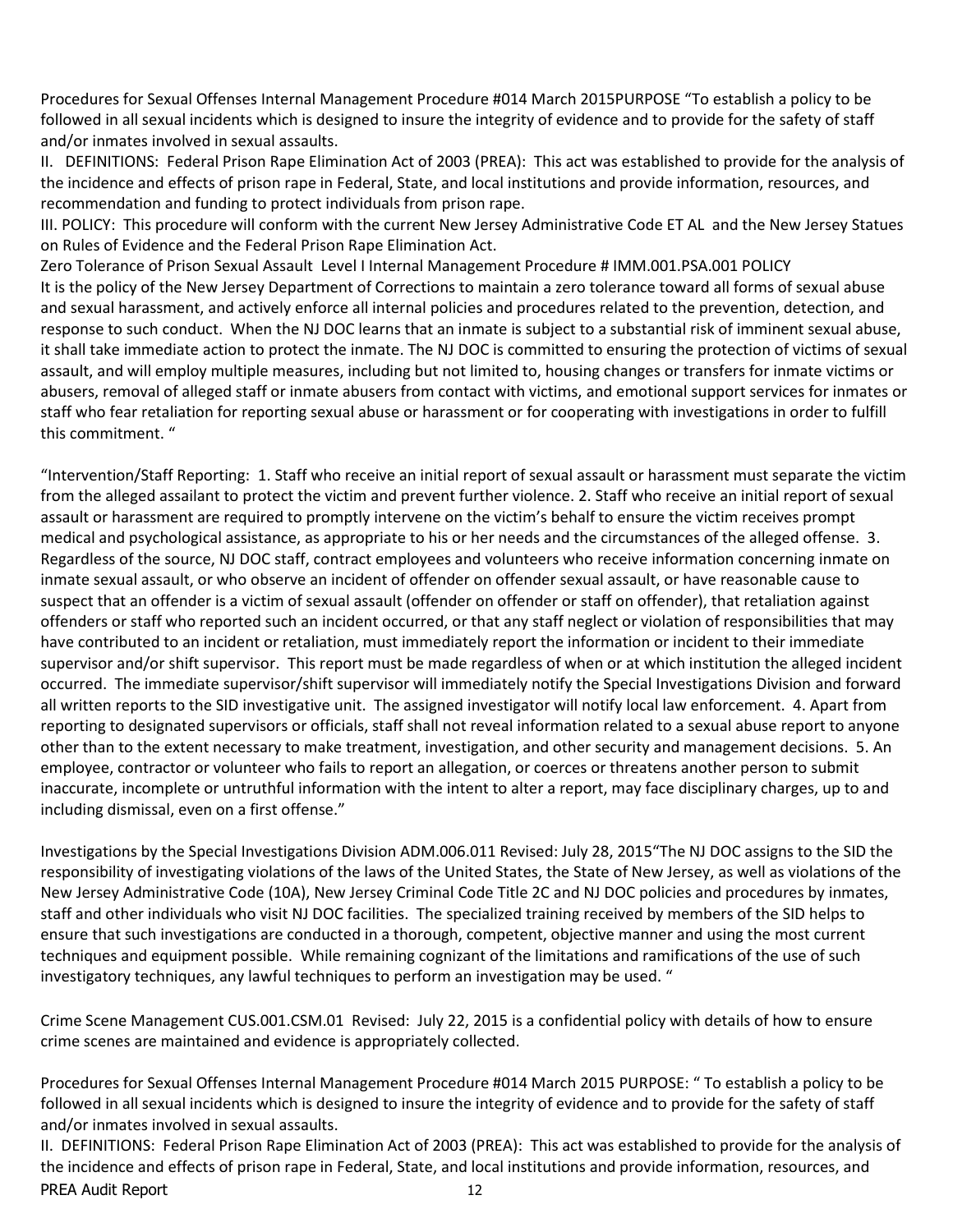Procedures for Sexual Offenses Internal Management Procedure #014 March 2015PURPOSE "To establish a policy to be followed in all sexual incidents which is designed to insure the integrity of evidence and to provide for the safety of staff and/or inmates involved in sexual assaults.

II. DEFINITIONS: Federal Prison Rape Elimination Act of 2003 (PREA): This act was established to provide for the analysis of the incidence and effects of prison rape in Federal, State, and local institutions and provide information, resources, and recommendation and funding to protect individuals from prison rape.

III. POLICY: This procedure will conform with the current New Jersey Administrative Code ET AL and the New Jersey Statues on Rules of Evidence and the Federal Prison Rape Elimination Act.

Zero Tolerance of Prison Sexual Assault Level I Internal Management Procedure # IMM.001.PSA.001 POLICY

It is the policy of the New Jersey Department of Corrections to maintain a zero tolerance toward all forms of sexual abuse and sexual harassment, and actively enforce all internal policies and procedures related to the prevention, detection, and response to such conduct. When the NJ DOC learns that an inmate is subject to a substantial risk of imminent sexual abuse, it shall take immediate action to protect the inmate. The NJ DOC is committed to ensuring the protection of victims of sexual assault, and will employ multiple measures, including but not limited to, housing changes or transfers for inmate victims or abusers, removal of alleged staff or inmate abusers from contact with victims, and emotional support services for inmates or staff who fear retaliation for reporting sexual abuse or harassment or for cooperating with investigations in order to fulfill this commitment. "

"Intervention/Staff Reporting: 1. Staff who receive an initial report of sexual assault or harassment must separate the victim from the alleged assailant to protect the victim and prevent further violence. 2. Staff who receive an initial report of sexual assault or harassment are required to promptly intervene on the victim's behalf to ensure the victim receives prompt medical and psychological assistance, as appropriate to his or her needs and the circumstances of the alleged offense. 3. Regardless of the source, NJ DOC staff, contract employees and volunteers who receive information concerning inmate on inmate sexual assault, or who observe an incident of offender on offender sexual assault, or have reasonable cause to suspect that an offender is a victim of sexual assault (offender on offender or staff on offender), that retaliation against offenders or staff who reported such an incident occurred, or that any staff neglect or violation of responsibilities that may have contributed to an incident or retaliation, must immediately report the information or incident to their immediate supervisor and/or shift supervisor. This report must be made regardless of when or at which institution the alleged incident occurred. The immediate supervisor/shift supervisor will immediately notify the Special Investigations Division and forward all written reports to the SID investigative unit. The assigned investigator will notify local law enforcement. 4. Apart from reporting to designated supervisors or officials, staff shall not reveal information related to a sexual abuse report to anyone other than to the extent necessary to make treatment, investigation, and other security and management decisions. 5. An employee, contractor or volunteer who fails to report an allegation, or coerces or threatens another person to submit inaccurate, incomplete or untruthful information with the intent to alter a report, may face disciplinary charges, up to and including dismissal, even on a first offense."

Investigations by the Special Investigations Division ADM.006.011 Revised: July 28, 2015"The NJ DOC assigns to the SID the responsibility of investigating violations of the laws of the United States, the State of New Jersey, as well as violations of the New Jersey Administrative Code (10A), New Jersey Criminal Code Title 2C and NJ DOC policies and procedures by inmates, staff and other individuals who visit NJ DOC facilities. The specialized training received by members of the SID helps to ensure that such investigations are conducted in a thorough, competent, objective manner and using the most current techniques and equipment possible. While remaining cognizant of the limitations and ramifications of the use of such investigatory techniques, any lawful techniques to perform an investigation may be used. "

Crime Scene Management CUS.001.CSM.01 Revised: July 22, 2015 is a confidential policy with details of how to ensure crime scenes are maintained and evidence is appropriately collected.

Procedures for Sexual Offenses Internal Management Procedure #014 March 2015 PURPOSE: " To establish a policy to be followed in all sexual incidents which is designed to insure the integrity of evidence and to provide for the safety of staff and/or inmates involved in sexual assaults.

II. DEFINITIONS: Federal Prison Rape Elimination Act of 2003 (PREA): This act was established to provide for the analysis of the incidence and effects of prison rape in Federal, State, and local institutions and provide information, resources, and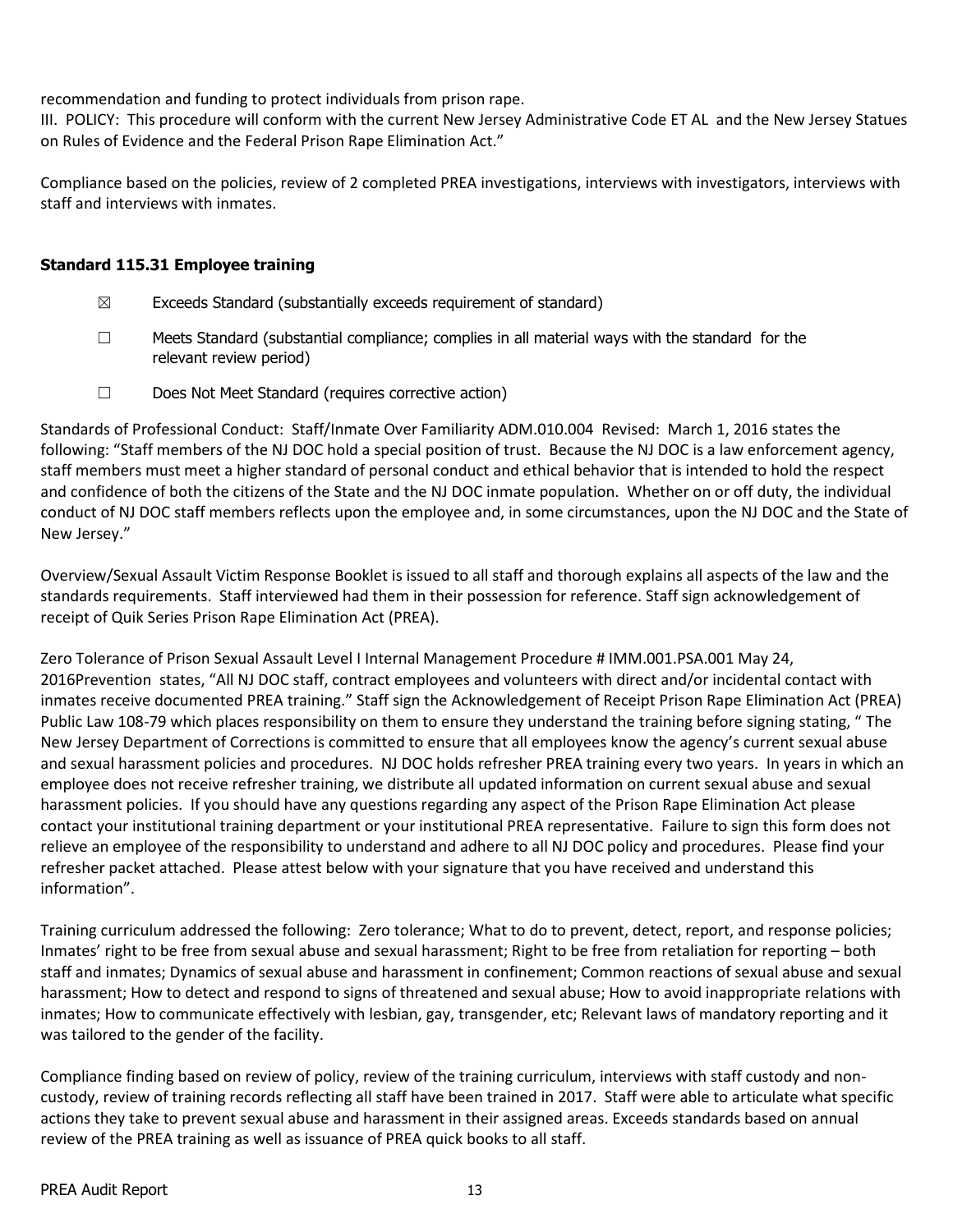recommendation and funding to protect individuals from prison rape.
III. POLICY: This procedure will conform with the current New Jersey Administrative Code ET AL and the New Jersey Statues on Rules of Evidence and the Federal Prison Rape Elimination Act."

Compliance based on the policies, review of 2 completed PREA investigations, interviews with investigators, interviews with staff and interviews with inmates.

### Standard 115.31 Employee training

☒ Exceeds Standard (substantially exceeds requirement of standard)

☐ Meets Standard (substantial compliance; complies in all material ways with the standard for the relevant review period)

☐ Does Not Meet Standard (requires corrective action)

Standards of Professional Conduct: Staff/Inmate Over Familiarity ADM.010.004 Revised: March 1, 2016 states the following: "Staff members of the NJ DOC hold a special position of trust. Because the NJ DOC is a law enforcement agency, staff members must meet a higher standard of personal conduct and ethical behavior that is intended to hold the respect and confidence of both the citizens of the State and the NJ DOC inmate population. Whether on or off duty, the individual conduct of NJ DOC staff members reflects upon the employee and, in some circumstances, upon the NJ DOC and the State of New Jersey."

Overview/Sexual Assault Victim Response Booklet is issued to all staff and thorough explains all aspects of the law and the standards requirements. Staff interviewed had them in their possession for reference. Staff sign acknowledgement of receipt of Quik Series Prison Rape Elimination Act (PREA).

Zero Tolerance of Prison Sexual Assault Level I Internal Management Procedure # IMM.001.PSA.001 May 24, 2016Prevention states, "All NJ DOC staff, contract employees and volunteers with direct and/or incidental contact with inmates receive documented PREA training." Staff sign the Acknowledgement of Receipt Prison Rape Elimination Act (PREA) Public Law 108-79 which places responsibility on them to ensure they understand the training before signing stating, " The New Jersey Department of Corrections is committed to ensure that all employees know the agency's current sexual abuse and sexual harassment policies and procedures. NJ DOC holds refresher PREA training every two years. In years in which an employee does not receive refresher training, we distribute all updated information on current sexual abuse and sexual harassment policies. If you should have any questions regarding any aspect of the Prison Rape Elimination Act please contact your institutional training department or your institutional PREA representative. Failure to sign this form does not relieve an employee of the responsibility to understand and adhere to all NJ DOC policy and procedures. Please find your refresher packet attached. Please attest below with your signature that you have received and understand this information".

Training curriculum addressed the following: Zero tolerance; What to do to prevent, detect, report, and response policies; Inmates' right to be free from sexual abuse and sexual harassment; Right to be free from retaliation for reporting – both staff and inmates; Dynamics of sexual abuse and harassment in confinement; Common reactions of sexual abuse and sexual harassment; How to detect and respond to signs of threatened and sexual abuse; How to avoid inappropriate relations with inmates; How to communicate effectively with lesbian, gay, transgender, etc; Relevant laws of mandatory reporting and it was tailored to the gender of the facility.

Compliance finding based on review of policy, review of the training curriculum, interviews with staff custody and non-custody, review of training records reflecting all staff have been trained in 2017. Staff were able to articulate what specific actions they take to prevent sexual abuse and harassment in their assigned areas. Exceeds standards based on annual review of the PREA training as well as issuance of PREA quick books to all staff.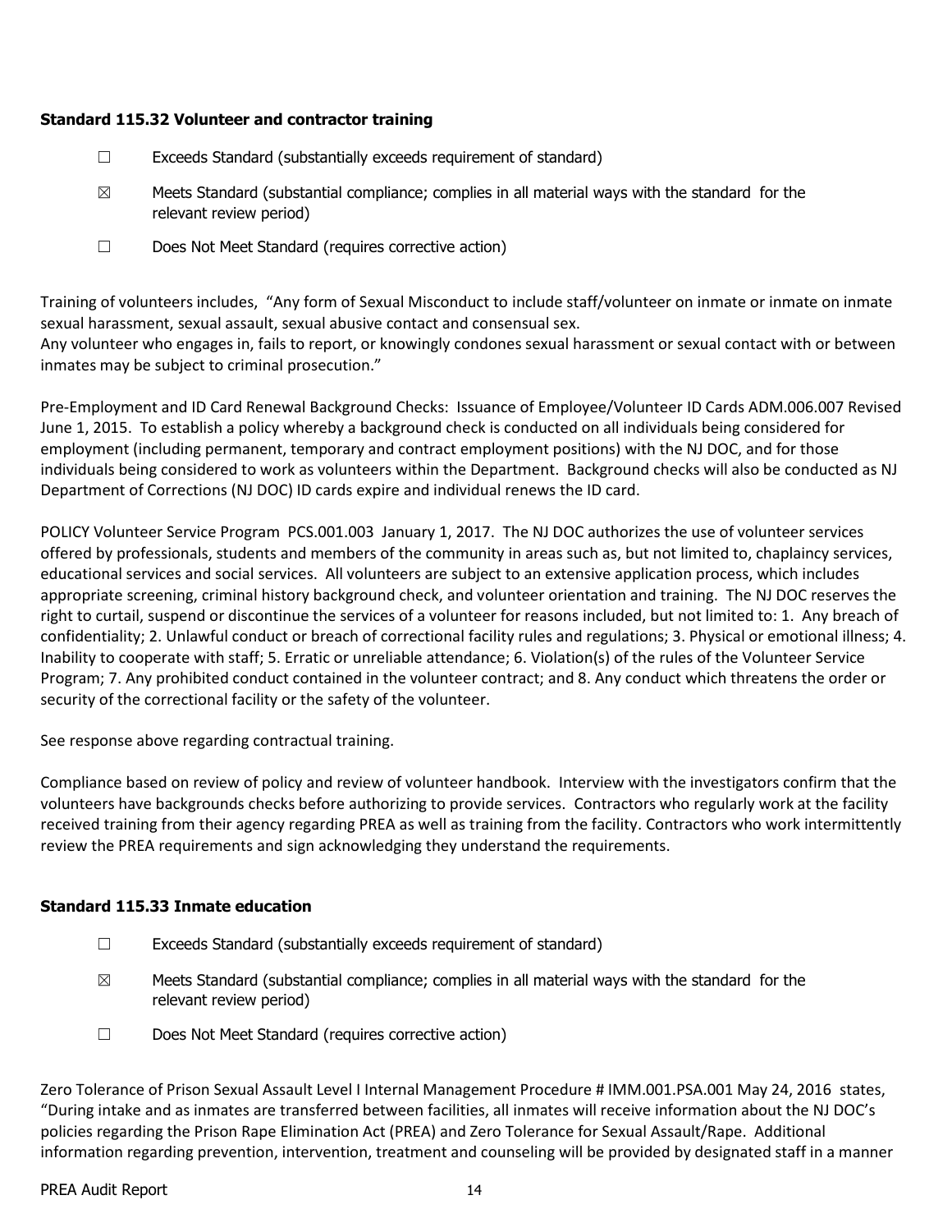**Standard 115.32 Volunteer and contractor training**

☐ Exceeds Standard (substantially exceeds requirement of standard)

☒ Meets Standard (substantial compliance; complies in all material ways with the standard for the relevant review period)

☐ Does Not Meet Standard (requires corrective action)

Training of volunteers includes, "Any form of Sexual Misconduct to include staff/volunteer on inmate or inmate on inmate sexual harassment, sexual assault, sexual abusive contact and consensual sex.
Any volunteer who engages in, fails to report, or knowingly condones sexual harassment or sexual contact with or between inmates may be subject to criminal prosecution."

Pre-Employment and ID Card Renewal Background Checks: Issuance of Employee/Volunteer ID Cards ADM.006.007 Revised June 1, 2015. To establish a policy whereby a background check is conducted on all individuals being considered for employment (including permanent, temporary and contract employment positions) with the NJ DOC, and for those individuals being considered to work as volunteers within the Department. Background checks will also be conducted as NJ Department of Corrections (NJ DOC) ID cards expire and individual renews the ID card.

POLICY Volunteer Service Program PCS.001.003 January 1, 2017. The NJ DOC authorizes the use of volunteer services offered by professionals, students and members of the community in areas such as, but not limited to, chaplaincy services, educational services and social services. All volunteers are subject to an extensive application process, which includes appropriate screening, criminal history background check, and volunteer orientation and training. The NJ DOC reserves the right to curtail, suspend or discontinue the services of a volunteer for reasons included, but not limited to: 1. Any breach of confidentiality; 2. Unlawful conduct or breach of correctional facility rules and regulations; 3. Physical or emotional illness; 4. Inability to cooperate with staff; 5. Erratic or unreliable attendance; 6. Violation(s) of the rules of the Volunteer Service Program; 7. Any prohibited conduct contained in the volunteer contract; and 8. Any conduct which threatens the order or security of the correctional facility or the safety of the volunteer.

See response above regarding contractual training.

Compliance based on review of policy and review of volunteer handbook. Interview with the investigators confirm that the volunteers have backgrounds checks before authorizing to provide services. Contractors who regularly work at the facility received training from their agency regarding PREA as well as training from the facility. Contractors who work intermittently review the PREA requirements and sign acknowledging they understand the requirements.

**Standard 115.33 Inmate education**

☐ Exceeds Standard (substantially exceeds requirement of standard)

☒ Meets Standard (substantial compliance; complies in all material ways with the standard for the relevant review period)

☐ Does Not Meet Standard (requires corrective action)

Zero Tolerance of Prison Sexual Assault Level I Internal Management Procedure # IMM.001.PSA.001 May 24, 2016 states, "During intake and as inmates are transferred between facilities, all inmates will receive information about the NJ DOC's policies regarding the Prison Rape Elimination Act (PREA) and Zero Tolerance for Sexual Assault/Rape. Additional information regarding prevention, intervention, treatment and counseling will be provided by designated staff in a manner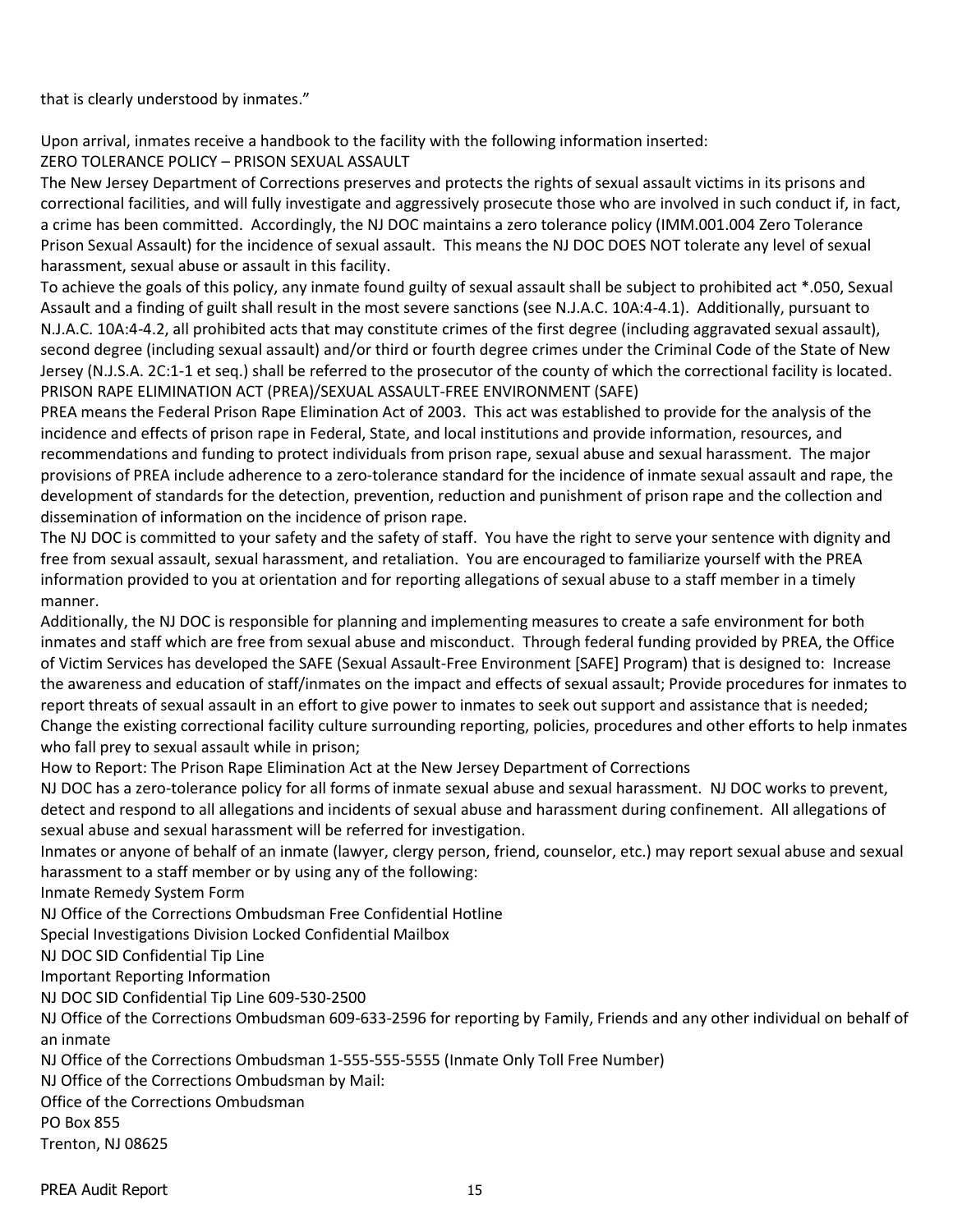that is clearly understood by inmates."

Upon arrival, inmates receive a handbook to the facility with the following information inserted:

ZERO TOLERANCE POLICY – PRISON SEXUAL ASSAULT

The New Jersey Department of Corrections preserves and protects the rights of sexual assault victims in its prisons and correctional facilities, and will fully investigate and aggressively prosecute those who are involved in such conduct if, in fact, a crime has been committed. Accordingly, the NJ DOC maintains a zero tolerance policy (IMM.001.004 Zero Tolerance Prison Sexual Assault) for the incidence of sexual assault. This means the NJ DOC DOES NOT tolerate any level of sexual harassment, sexual abuse or assault in this facility.

To achieve the goals of this policy, any inmate found guilty of sexual assault shall be subject to prohibited act *.050, Sexual Assault and a finding of guilt shall result in the most severe sanctions (see N.J.A.C. 10A:4-4.1). Additionally, pursuant to N.J.A.C. 10A:4-4.2, all prohibited acts that may constitute crimes of the first degree (including aggravated sexual assault), second degree (including sexual assault) and/or third or fourth degree crimes under the Criminal Code of the State of New Jersey (N.J.S.A. 2C:1-1 et seq.) shall be referred to the prosecutor of the county of which the correctional facility is located.

PRISON RAPE ELIMINATION ACT (PREA)/SEXUAL ASSAULT-FREE ENVIRONMENT (SAFE)

PREA means the Federal Prison Rape Elimination Act of 2003. This act was established to provide for the analysis of the incidence and effects of prison rape in Federal, State, and local institutions and provide information, resources, and recommendations and funding to protect individuals from prison rape, sexual abuse and sexual harassment. The major provisions of PREA include adherence to a zero-tolerance standard for the incidence of inmate sexual assault and rape, the development of standards for the detection, prevention, reduction and punishment of prison rape and the collection and dissemination of information on the incidence of prison rape.

The NJ DOC is committed to your safety and the safety of staff. You have the right to serve your sentence with dignity and free from sexual assault, sexual harassment, and retaliation. You are encouraged to familiarize yourself with the PREA information provided to you at orientation and for reporting allegations of sexual abuse to a staff member in a timely manner.

Additionally, the NJ DOC is responsible for planning and implementing measures to create a safe environment for both inmates and staff which are free from sexual abuse and misconduct. Through federal funding provided by PREA, the Office of Victim Services has developed the SAFE (Sexual Assault-Free Environment [SAFE] Program) that is designed to: Increase the awareness and education of staff/inmates on the impact and effects of sexual assault; Provide procedures for inmates to report threats of sexual assault in an effort to give power to inmates to seek out support and assistance that is needed; Change the existing correctional facility culture surrounding reporting, policies, procedures and other efforts to help inmates who fall prey to sexual assault while in prison;

How to Report: The Prison Rape Elimination Act at the New Jersey Department of Corrections

NJ DOC has a zero-tolerance policy for all forms of inmate sexual abuse and sexual harassment. NJ DOC works to prevent, detect and respond to all allegations and incidents of sexual abuse and harassment during confinement. All allegations of sexual abuse and sexual harassment will be referred for investigation.

Inmates or anyone of behalf of an inmate (lawyer, clergy person, friend, counselor, etc.) may report sexual abuse and sexual harassment to a staff member or by using any of the following:

Inmate Remedy System Form
NJ Office of the Corrections Ombudsman Free Confidential Hotline
Special Investigations Division Locked Confidential Mailbox
NJ DOC SID Confidential Tip Line

Important Reporting Information
NJ DOC SID Confidential Tip Line 609-530-2500
NJ Office of the Corrections Ombudsman 609-633-2596 for reporting by Family, Friends and any other individual on behalf of an inmate
NJ Office of the Corrections Ombudsman 1-555-555-5555 (Inmate Only Toll Free Number)
NJ Office of the Corrections Ombudsman by Mail:
Office of the Corrections Ombudsman
PO Box 855
Trenton, NJ 08625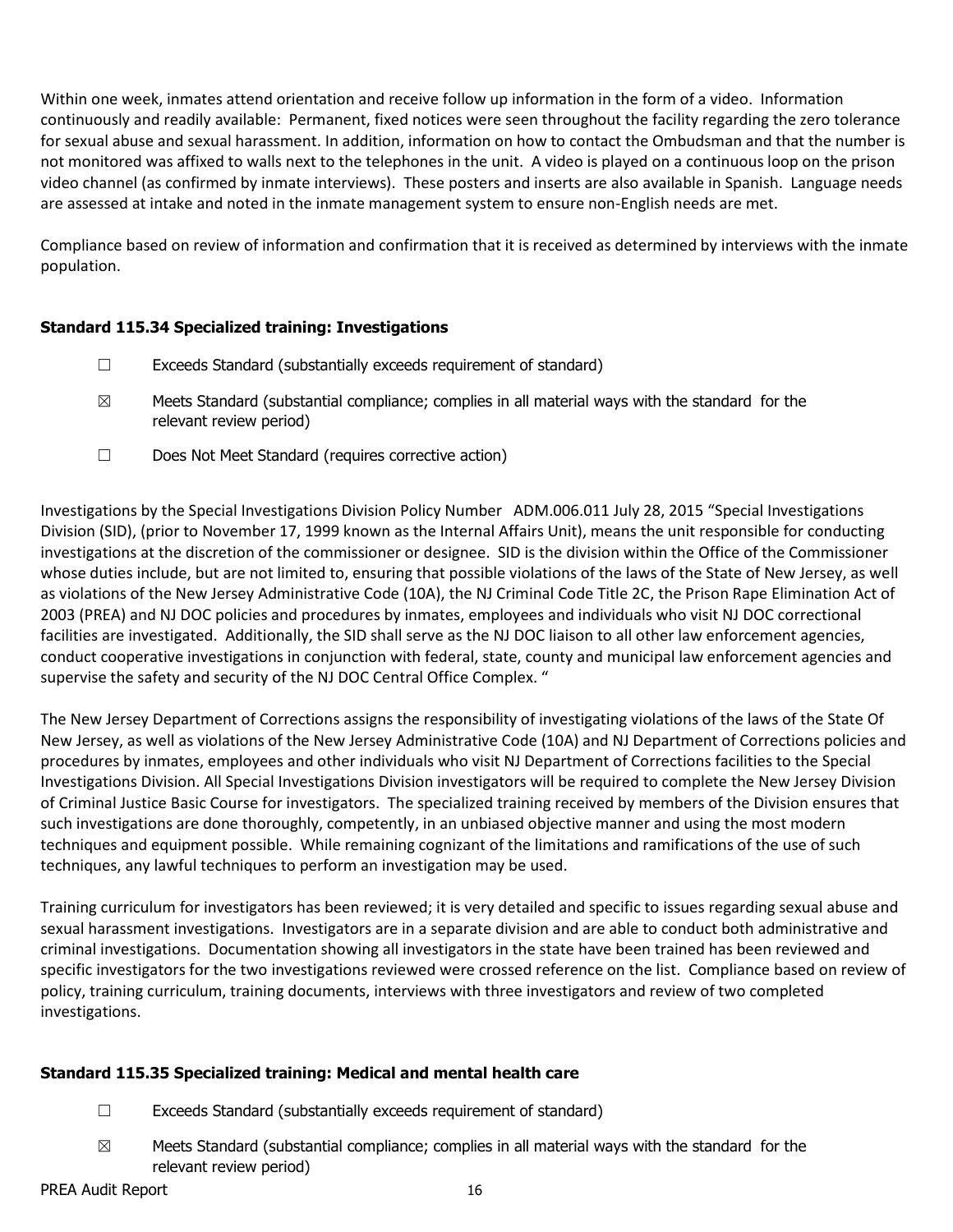Within one week, inmates attend orientation and receive follow up information in the form of a video. Information continuously and readily available: Permanent, fixed notices were seen throughout the facility regarding the zero tolerance for sexual abuse and sexual harassment. In addition, information on how to contact the Ombudsman and that the number is not monitored was affixed to walls next to the telephones in the unit. A video is played on a continuous loop on the prison video channel (as confirmed by inmate interviews). These posters and inserts are also available in Spanish. Language needs are assessed at intake and noted in the inmate management system to ensure non-English needs are met.

Compliance based on review of information and confirmation that it is received as determined by interviews with the inmate population.

### Standard 115.34 Specialized training: Investigations

☐ Exceeds Standard (substantially exceeds requirement of standard)

☒ Meets Standard (substantial compliance; complies in all material ways with the standard for the relevant review period)

☐ Does Not Meet Standard (requires corrective action)

Investigations by the Special Investigations Division Policy Number ADM.006.011 July 28, 2015 "Special Investigations Division (SID), (prior to November 17, 1999 known as the Internal Affairs Unit), means the unit responsible for conducting investigations at the discretion of the commissioner or designee. SID is the division within the Office of the Commissioner whose duties include, but are not limited to, ensuring that possible violations of the laws of the State of New Jersey, as well as violations of the New Jersey Administrative Code (10A), the NJ Criminal Code Title 2C, the Prison Rape Elimination Act of 2003 (PREA) and NJ DOC policies and procedures by inmates, employees and individuals who visit NJ DOC correctional facilities are investigated. Additionally, the SID shall serve as the NJ DOC liaison to all other law enforcement agencies, conduct cooperative investigations in conjunction with federal, state, county and municipal law enforcement agencies and supervise the safety and security of the NJ DOC Central Office Complex. "

The New Jersey Department of Corrections assigns the responsibility of investigating violations of the laws of the State Of New Jersey, as well as violations of the New Jersey Administrative Code (10A) and NJ Department of Corrections policies and procedures by inmates, employees and other individuals who visit NJ Department of Corrections facilities to the Special Investigations Division. All Special Investigations Division investigators will be required to complete the New Jersey Division of Criminal Justice Basic Course for investigators. The specialized training received by members of the Division ensures that such investigations are done thoroughly, competently, in an unbiased objective manner and using the most modern techniques and equipment possible. While remaining cognizant of the limitations and ramifications of the use of such techniques, any lawful techniques to perform an investigation may be used.

Training curriculum for investigators has been reviewed; it is very detailed and specific to issues regarding sexual abuse and sexual harassment investigations. Investigators are in a separate division and are able to conduct both administrative and criminal investigations. Documentation showing all investigators in the state have been trained has been reviewed and specific investigators for the two investigations reviewed were crossed reference on the list. Compliance based on review of policy, training curriculum, training documents, interviews with three investigators and review of two completed investigations.

### Standard 115.35 Specialized training: Medical and mental health care

☐ Exceeds Standard (substantially exceeds requirement of standard)

☒ Meets Standard (substantial compliance; complies in all material ways with the standard for the relevant review period)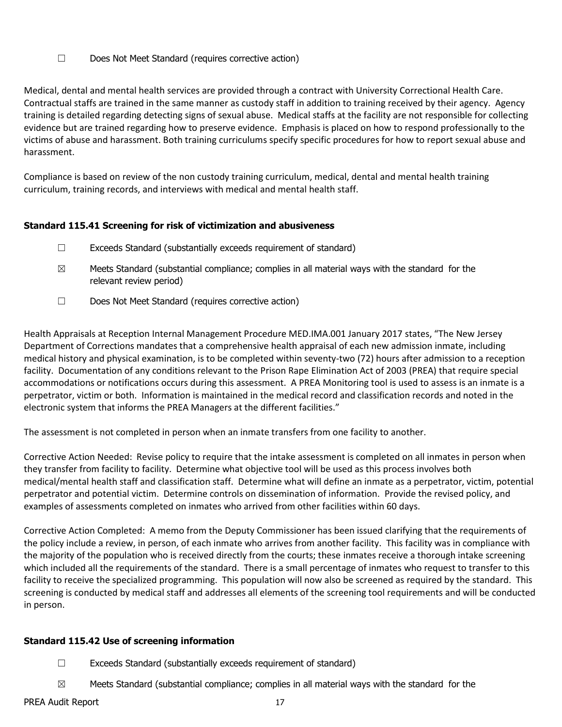☐ Does Not Meet Standard (requires corrective action)

Medical, dental and mental health services are provided through a contract with University Correctional Health Care. Contractual staffs are trained in the same manner as custody staff in addition to training received by their agency. Agency training is detailed regarding detecting signs of sexual abuse. Medical staffs at the facility are not responsible for collecting evidence but are trained regarding how to preserve evidence. Emphasis is placed on how to respond professionally to the victims of abuse and harassment. Both training curriculums specify specific procedures for how to report sexual abuse and harassment.

Compliance is based on review of the non custody training curriculum, medical, dental and mental health training curriculum, training records, and interviews with medical and mental health staff.

### Standard 115.41 Screening for risk of victimization and abusiveness

☐ Exceeds Standard (substantially exceeds requirement of standard)

☒ Meets Standard (substantial compliance; complies in all material ways with the standard for the relevant review period)

☐ Does Not Meet Standard (requires corrective action)

Health Appraisals at Reception Internal Management Procedure MED.IMA.001 January 2017 states, "The New Jersey Department of Corrections mandates that a comprehensive health appraisal of each new admission inmate, including medical history and physical examination, is to be completed within seventy-two (72) hours after admission to a reception facility. Documentation of any conditions relevant to the Prison Rape Elimination Act of 2003 (PREA) that require special accommodations or notifications occurs during this assessment. A PREA Monitoring tool is used to assess is an inmate is a perpetrator, victim or both. Information is maintained in the medical record and classification records and noted in the electronic system that informs the PREA Managers at the different facilities."

The assessment is not completed in person when an inmate transfers from one facility to another.

Corrective Action Needed: Revise policy to require that the intake assessment is completed on all inmates in person when they transfer from facility to facility. Determine what objective tool will be used as this process involves both medical/mental health staff and classification staff. Determine what will define an inmate as a perpetrator, victim, potential perpetrator and potential victim. Determine controls on dissemination of information. Provide the revised policy, and examples of assessments completed on inmates who arrived from other facilities within 60 days.

Corrective Action Completed: A memo from the Deputy Commissioner has been issued clarifying that the requirements of the policy include a review, in person, of each inmate who arrives from another facility. This facility was in compliance with the majority of the population who is received directly from the courts; these inmates receive a thorough intake screening which included all the requirements of the standard. There is a small percentage of inmates who request to transfer to this facility to receive the specialized programming. This population will now also be screened as required by the standard. This screening is conducted by medical staff and addresses all elements of the screening tool requirements and will be conducted in person.

### Standard 115.42 Use of screening information

☐ Exceeds Standard (substantially exceeds requirement of standard)

☒ Meets Standard (substantial compliance; complies in all material ways with the standard for the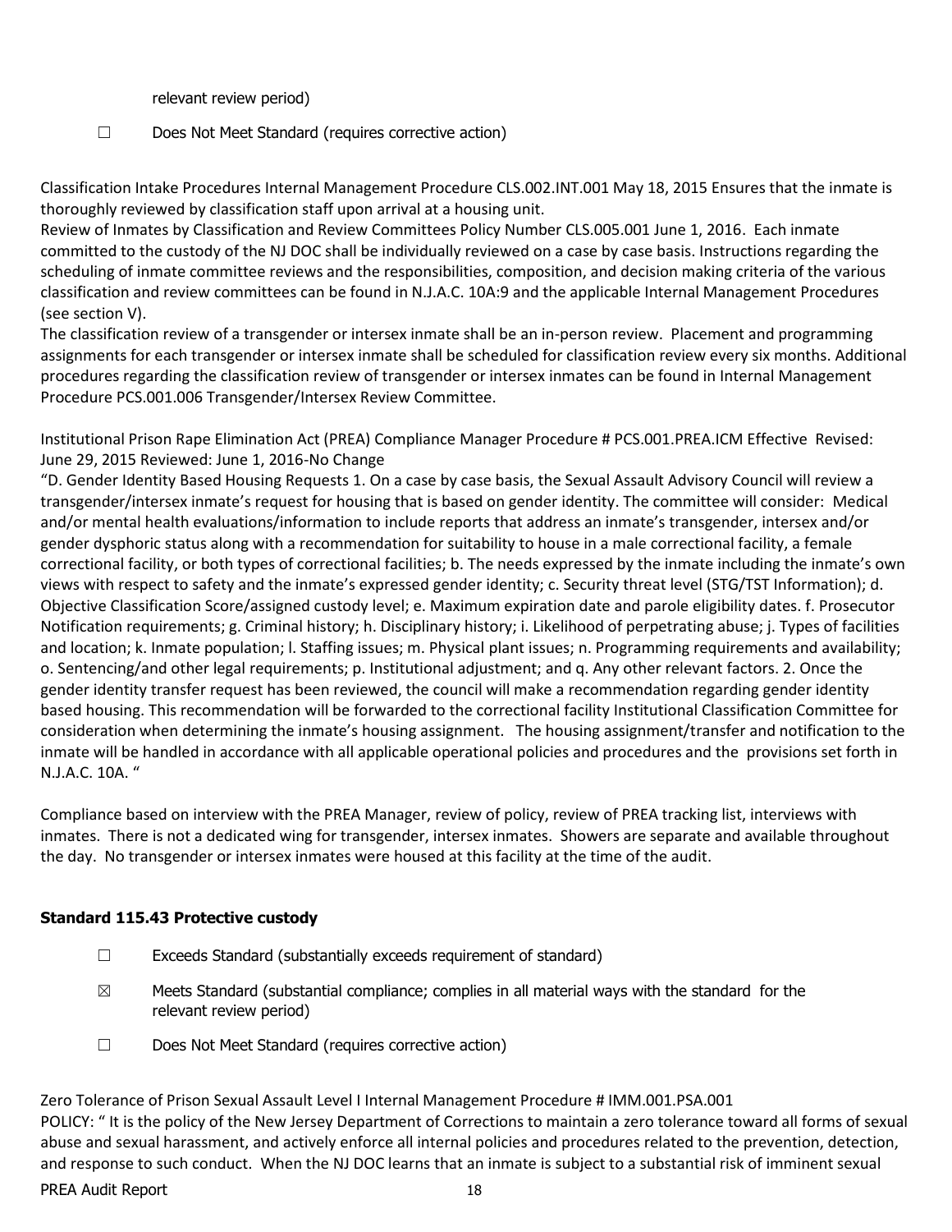relevant review period)

☐ Does Not Meet Standard (requires corrective action)

Classification Intake Procedures Internal Management Procedure CLS.002.INT.001 May 18, 2015 Ensures that the inmate is thoroughly reviewed by classification staff upon arrival at a housing unit.
Review of Inmates by Classification and Review Committees Policy Number CLS.005.001 June 1, 2016. Each inmate committed to the custody of the NJ DOC shall be individually reviewed on a case by case basis. Instructions regarding the scheduling of inmate committee reviews and the responsibilities, composition, and decision making criteria of the various classification and review committees can be found in N.J.A.C. 10A:9 and the applicable Internal Management Procedures (see section V).
The classification review of a transgender or intersex inmate shall be an in-person review. Placement and programming assignments for each transgender or intersex inmate shall be scheduled for classification review every six months. Additional procedures regarding the classification review of transgender or intersex inmates can be found in Internal Management Procedure PCS.001.006 Transgender/Intersex Review Committee.

Institutional Prison Rape Elimination Act (PREA) Compliance Manager Procedure # PCS.001.PREA.ICM Effective Revised: June 29, 2015 Reviewed: June 1, 2016-No Change
"D. Gender Identity Based Housing Requests 1. On a case by case basis, the Sexual Assault Advisory Council will review a transgender/intersex inmate's request for housing that is based on gender identity. The committee will consider: Medical and/or mental health evaluations/information to include reports that address an inmate's transgender, intersex and/or gender dysphoric status along with a recommendation for suitability to house in a male correctional facility, a female correctional facility, or both types of correctional facilities; b. The needs expressed by the inmate including the inmate's own views with respect to safety and the inmate's expressed gender identity; c. Security threat level (STG/TST Information); d. Objective Classification Score/assigned custody level; e. Maximum expiration date and parole eligibility dates. f. Prosecutor Notification requirements; g. Criminal history; h. Disciplinary history; i. Likelihood of perpetrating abuse; j. Types of facilities and location; k. Inmate population; l. Staffing issues; m. Physical plant issues; n. Programming requirements and availability; o. Sentencing/and other legal requirements; p. Institutional adjustment; and q. Any other relevant factors. 2. Once the gender identity transfer request has been reviewed, the council will make a recommendation regarding gender identity based housing. This recommendation will be forwarded to the correctional facility Institutional Classification Committee for consideration when determining the inmate's housing assignment. The housing assignment/transfer and notification to the inmate will be handled in accordance with all applicable operational policies and procedures and the provisions set forth in N.J.A.C. 10A. "

Compliance based on interview with the PREA Manager, review of policy, review of PREA tracking list, interviews with inmates. There is not a dedicated wing for transgender, intersex inmates. Showers are separate and available throughout the day. No transgender or intersex inmates were housed at this facility at the time of the audit.

### Standard 115.43 Protective custody

☐ Exceeds Standard (substantially exceeds requirement of standard)

☒ Meets Standard (substantial compliance; complies in all material ways with the standard for the relevant review period)

☐ Does Not Meet Standard (requires corrective action)

Zero Tolerance of Prison Sexual Assault Level I Internal Management Procedure # IMM.001.PSA.001
POLICY: " It is the policy of the New Jersey Department of Corrections to maintain a zero tolerance toward all forms of sexual abuse and sexual harassment, and actively enforce all internal policies and procedures related to the prevention, detection, and response to such conduct. When the NJ DOC learns that an inmate is subject to a substantial risk of imminent sexual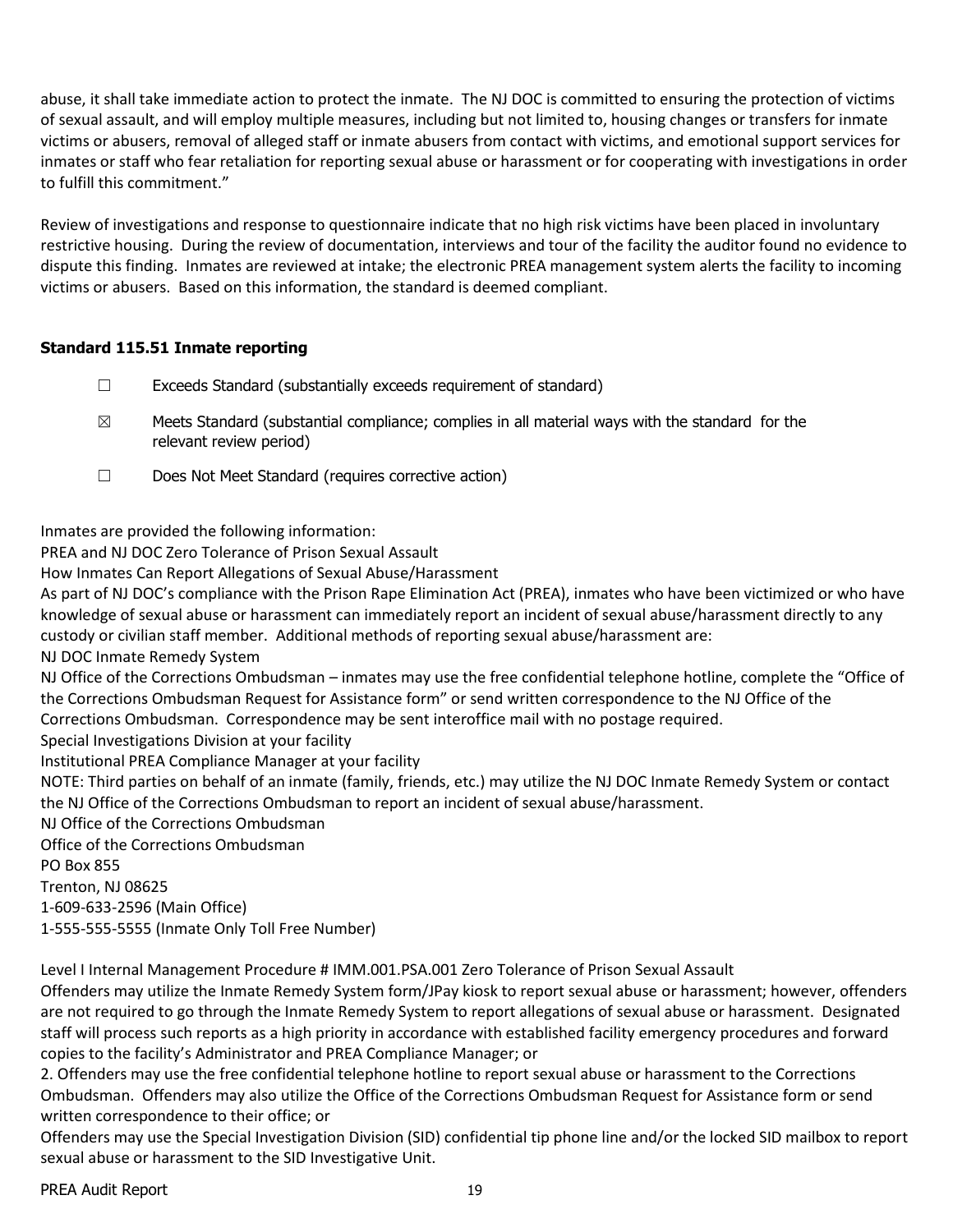abuse, it shall take immediate action to protect the inmate. The NJ DOC is committed to ensuring the protection of victims of sexual assault, and will employ multiple measures, including but not limited to, housing changes or transfers for inmate victims or abusers, removal of alleged staff or inmate abusers from contact with victims, and emotional support services for inmates or staff who fear retaliation for reporting sexual abuse or harassment or for cooperating with investigations in order to fulfill this commitment."

Review of investigations and response to questionnaire indicate that no high risk victims have been placed in involuntary restrictive housing. During the review of documentation, interviews and tour of the facility the auditor found no evidence to dispute this finding. Inmates are reviewed at intake; the electronic PREA management system alerts the facility to incoming victims or abusers. Based on this information, the standard is deemed compliant.

### Standard 115.51 Inmate reporting

☐ Exceeds Standard (substantially exceeds requirement of standard)

☒ Meets Standard (substantial compliance; complies in all material ways with the standard for the relevant review period)

☐ Does Not Meet Standard (requires corrective action)

Inmates are provided the following information:
PREA and NJ DOC Zero Tolerance of Prison Sexual Assault
How Inmates Can Report Allegations of Sexual Abuse/Harassment
As part of NJ DOC's compliance with the Prison Rape Elimination Act (PREA), inmates who have been victimized or who have knowledge of sexual abuse or harassment can immediately report an incident of sexual abuse/harassment directly to any custody or civilian staff member. Additional methods of reporting sexual abuse/harassment are:
NJ DOC Inmate Remedy System
NJ Office of the Corrections Ombudsman – inmates may use the free confidential telephone hotline, complete the "Office of the Corrections Ombudsman Request for Assistance form" or send written correspondence to the NJ Office of the Corrections Ombudsman. Correspondence may be sent interoffice mail with no postage required.
Special Investigations Division at your facility
Institutional PREA Compliance Manager at your facility
NOTE: Third parties on behalf of an inmate (family, friends, etc.) may utilize the NJ DOC Inmate Remedy System or contact the NJ Office of the Corrections Ombudsman to report an incident of sexual abuse/harassment.
NJ Office of the Corrections Ombudsman
Office of the Corrections Ombudsman
PO Box 855
Trenton, NJ 08625
1-609-633-2596 (Main Office)
1-555-555-5555 (Inmate Only Toll Free Number)

Level I Internal Management Procedure # IMM.001.PSA.001 Zero Tolerance of Prison Sexual Assault
Offenders may utilize the Inmate Remedy System form/JPay kiosk to report sexual abuse or harassment; however, offenders are not required to go through the Inmate Remedy System to report allegations of sexual abuse or harassment. Designated staff will process such reports as a high priority in accordance with established facility emergency procedures and forward copies to the facility's Administrator and PREA Compliance Manager; or
2. Offenders may use the free confidential telephone hotline to report sexual abuse or harassment to the Corrections Ombudsman. Offenders may also utilize the Office of the Corrections Ombudsman Request for Assistance form or send written correspondence to their office; or
Offenders may use the Special Investigation Division (SID) confidential tip phone line and/or the locked SID mailbox to report sexual abuse or harassment to the SID Investigative Unit.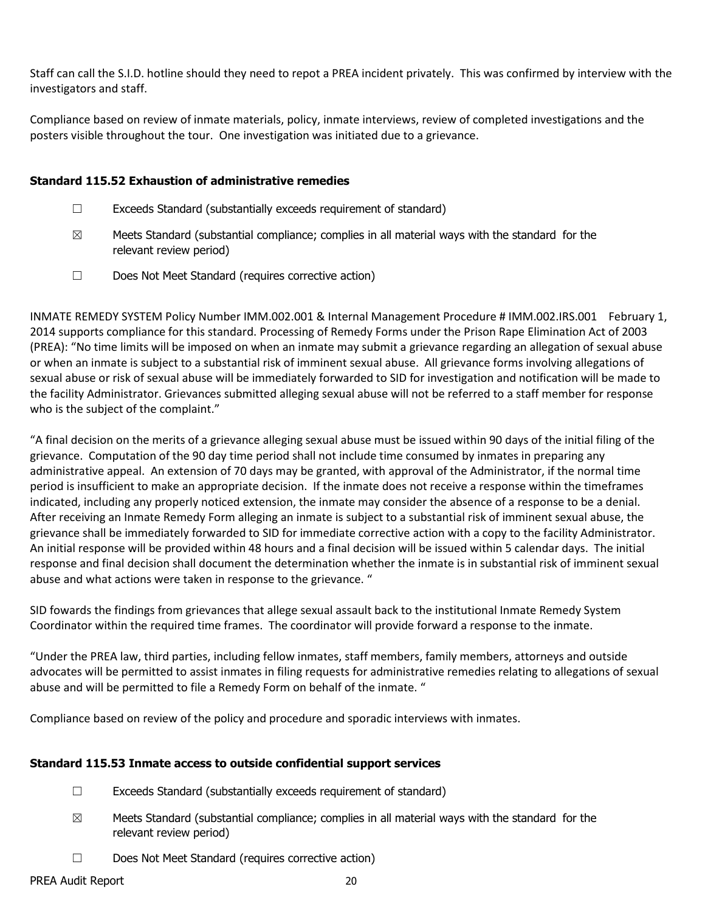Staff can call the S.I.D. hotline should they need to repot a PREA incident privately. This was confirmed by interview with the investigators and staff.

Compliance based on review of inmate materials, policy, inmate interviews, review of completed investigations and the posters visible throughout the tour. One investigation was initiated due to a grievance.

### Standard 115.52 Exhaustion of administrative remedies

☐ Exceeds Standard (substantially exceeds requirement of standard)

☒ Meets Standard (substantial compliance; complies in all material ways with the standard for the relevant review period)

☐ Does Not Meet Standard (requires corrective action)

INMATE REMEDY SYSTEM Policy Number IMM.002.001 & Internal Management Procedure # IMM.002.IRS.001 February 1, 2014 supports compliance for this standard. Processing of Remedy Forms under the Prison Rape Elimination Act of 2003 (PREA): "No time limits will be imposed on when an inmate may submit a grievance regarding an allegation of sexual abuse or when an inmate is subject to a substantial risk of imminent sexual abuse. All grievance forms involving allegations of sexual abuse or risk of sexual abuse will be immediately forwarded to SID for investigation and notification will be made to the facility Administrator. Grievances submitted alleging sexual abuse will not be referred to a staff member for response who is the subject of the complaint."

"A final decision on the merits of a grievance alleging sexual abuse must be issued within 90 days of the initial filing of the grievance. Computation of the 90 day time period shall not include time consumed by inmates in preparing any administrative appeal. An extension of 70 days may be granted, with approval of the Administrator, if the normal time period is insufficient to make an appropriate decision. If the inmate does not receive a response within the timeframes indicated, including any properly noticed extension, the inmate may consider the absence of a response to be a denial. After receiving an Inmate Remedy Form alleging an inmate is subject to a substantial risk of imminent sexual abuse, the grievance shall be immediately forwarded to SID for immediate corrective action with a copy to the facility Administrator. An initial response will be provided within 48 hours and a final decision will be issued within 5 calendar days. The initial response and final decision shall document the determination whether the inmate is in substantial risk of imminent sexual abuse and what actions were taken in response to the grievance. "

SID fowards the findings from grievances that allege sexual assault back to the institutional Inmate Remedy System Coordinator within the required time frames. The coordinator will provide forward a response to the inmate.

"Under the PREA law, third parties, including fellow inmates, staff members, family members, attorneys and outside advocates will be permitted to assist inmates in filing requests for administrative remedies relating to allegations of sexual abuse and will be permitted to file a Remedy Form on behalf of the inmate. "

Compliance based on review of the policy and procedure and sporadic interviews with inmates.

### Standard 115.53 Inmate access to outside confidential support services

☐ Exceeds Standard (substantially exceeds requirement of standard)

☒ Meets Standard (substantial compliance; complies in all material ways with the standard for the relevant review period)

☐ Does Not Meet Standard (requires corrective action)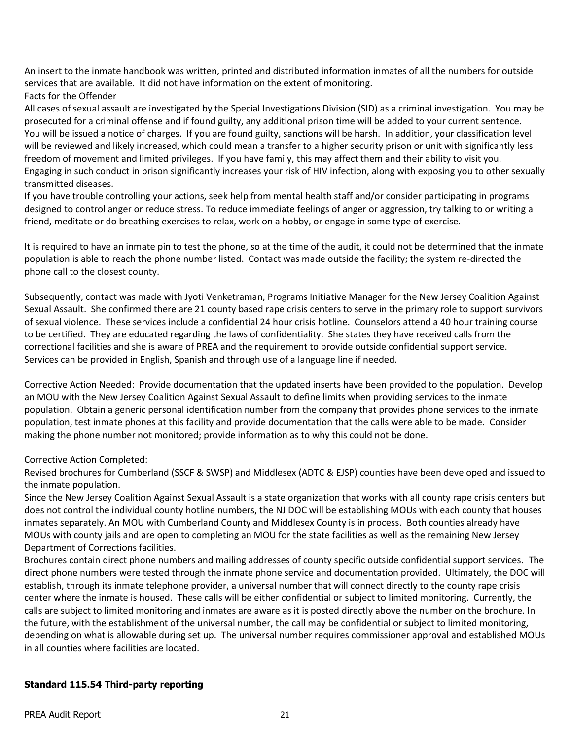An insert to the inmate handbook was written, printed and distributed information inmates of all the numbers for outside services that are available. It did not have information on the extent of monitoring.
Facts for the Offender
All cases of sexual assault are investigated by the Special Investigations Division (SID) as a criminal investigation. You may be prosecuted for a criminal offense and if found guilty, any additional prison time will be added to your current sentence. You will be issued a notice of charges. If you are found guilty, sanctions will be harsh. In addition, your classification level will be reviewed and likely increased, which could mean a transfer to a higher security prison or unit with significantly less freedom of movement and limited privileges. If you have family, this may affect them and their ability to visit you. Engaging in such conduct in prison significantly increases your risk of HIV infection, along with exposing you to other sexually transmitted diseases.
If you have trouble controlling your actions, seek help from mental health staff and/or consider participating in programs designed to control anger or reduce stress. To reduce immediate feelings of anger or aggression, try talking to or writing a friend, meditate or do breathing exercises to relax, work on a hobby, or engage in some type of exercise.

It is required to have an inmate pin to test the phone, so at the time of the audit, it could not be determined that the inmate population is able to reach the phone number listed. Contact was made outside the facility; the system re-directed the phone call to the closest county.

Subsequently, contact was made with Jyoti Venketraman, Programs Initiative Manager for the New Jersey Coalition Against Sexual Assault. She confirmed there are 21 county based rape crisis centers to serve in the primary role to support survivors of sexual violence. These services include a confidential 24 hour crisis hotline. Counselors attend a 40 hour training course to be certified. They are educated regarding the laws of confidentiality. She states they have received calls from the correctional facilities and she is aware of PREA and the requirement to provide outside confidential support service. Services can be provided in English, Spanish and through use of a language line if needed.

Corrective Action Needed: Provide documentation that the updated inserts have been provided to the population. Develop an MOU with the New Jersey Coalition Against Sexual Assault to define limits when providing services to the inmate population. Obtain a generic personal identification number from the company that provides phone services to the inmate population, test inmate phones at this facility and provide documentation that the calls were able to be made. Consider making the phone number not monitored; provide information as to why this could not be done.

Corrective Action Completed:
Revised brochures for Cumberland (SSCF & SWSP) and Middlesex (ADTC & EJSP) counties have been developed and issued to the inmate population.
Since the New Jersey Coalition Against Sexual Assault is a state organization that works with all county rape crisis centers but does not control the individual county hotline numbers, the NJ DOC will be establishing MOUs with each county that houses inmates separately. An MOU with Cumberland County and Middlesex County is in process. Both counties already have MOUs with county jails and are open to completing an MOU for the state facilities as well as the remaining New Jersey Department of Corrections facilities.
Brochures contain direct phone numbers and mailing addresses of county specific outside confidential support services. The direct phone numbers were tested through the inmate phone service and documentation provided. Ultimately, the DOC will establish, through its inmate telephone provider, a universal number that will connect directly to the county rape crisis center where the inmate is housed. These calls will be either confidential or subject to limited monitoring. Currently, the calls are subject to limited monitoring and inmates are aware as it is posted directly above the number on the brochure. In the future, with the establishment of the universal number, the call may be confidential or subject to limited monitoring, depending on what is allowable during set up. The universal number requires commissioner approval and established MOUs in all counties where facilities are located.

**Standard 115.54 Third-party reporting**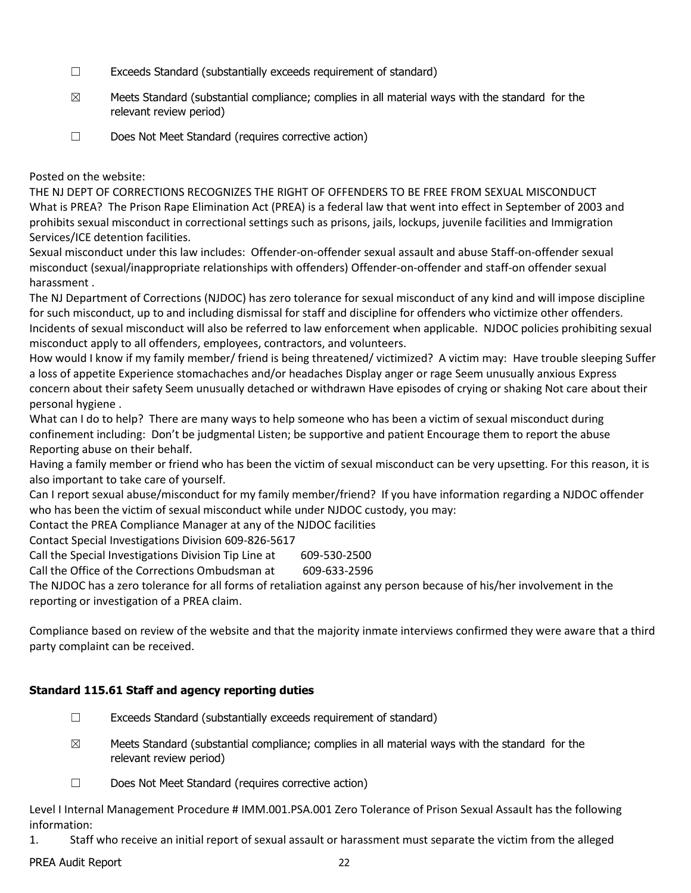☐ Exceeds Standard (substantially exceeds requirement of standard)

☒ Meets Standard (substantial compliance; complies in all material ways with the standard for the relevant review period)

☐ Does Not Meet Standard (requires corrective action)

Posted on the website:
THE NJ DEPT OF CORRECTIONS RECOGNIZES THE RIGHT OF OFFENDERS TO BE FREE FROM SEXUAL MISCONDUCT
What is PREA? The Prison Rape Elimination Act (PREA) is a federal law that went into effect in September of 2003 and prohibits sexual misconduct in correctional settings such as prisons, jails, lockups, juvenile facilities and Immigration Services/ICE detention facilities.
Sexual misconduct under this law includes: Offender-on-offender sexual assault and abuse Staff-on-offender sexual misconduct (sexual/inappropriate relationships with offenders) Offender-on-offender and staff-on offender sexual harassment .
The NJ Department of Corrections (NJDOC) has zero tolerance for sexual misconduct of any kind and will impose discipline for such misconduct, up to and including dismissal for staff and discipline for offenders who victimize other offenders. Incidents of sexual misconduct will also be referred to law enforcement when applicable. NJDOC policies prohibiting sexual misconduct apply to all offenders, employees, contractors, and volunteers.
How would I know if my family member/ friend is being threatened/ victimized? A victim may: Have trouble sleeping Suffer a loss of appetite Experience stomachaches and/or headaches Display anger or rage Seem unusually anxious Express concern about their safety Seem unusually detached or withdrawn Have episodes of crying or shaking Not care about their personal hygiene .
What can I do to help? There are many ways to help someone who has been a victim of sexual misconduct during confinement including: Don't be judgmental Listen; be supportive and patient Encourage them to report the abuse Reporting abuse on their behalf.
Having a family member or friend who has been the victim of sexual misconduct can be very upsetting. For this reason, it is also important to take care of yourself.
Can I report sexual abuse/misconduct for my family member/friend? If you have information regarding a NJDOC offender who has been the victim of sexual misconduct while under NJDOC custody, you may:
Contact the PREA Compliance Manager at any of the NJDOC facilities
Contact Special Investigations Division 609-826-5617
Call the Special Investigations Division Tip Line at 609-530-2500
Call the Office of the Corrections Ombudsman at 609-633-2596
The NJDOC has a zero tolerance for all forms of retaliation against any person because of his/her involvement in the reporting or investigation of a PREA claim.

Compliance based on review of the website and that the majority inmate interviews confirmed they were aware that a third party complaint can be received.

### Standard 115.61 Staff and agency reporting duties

☐ Exceeds Standard (substantially exceeds requirement of standard)

☒ Meets Standard (substantial compliance; complies in all material ways with the standard for the relevant review period)

☐ Does Not Meet Standard (requires corrective action)

Level I Internal Management Procedure # IMM.001.PSA.001 Zero Tolerance of Prison Sexual Assault has the following information:

1. Staff who receive an initial report of sexual assault or harassment must separate the victim from the alleged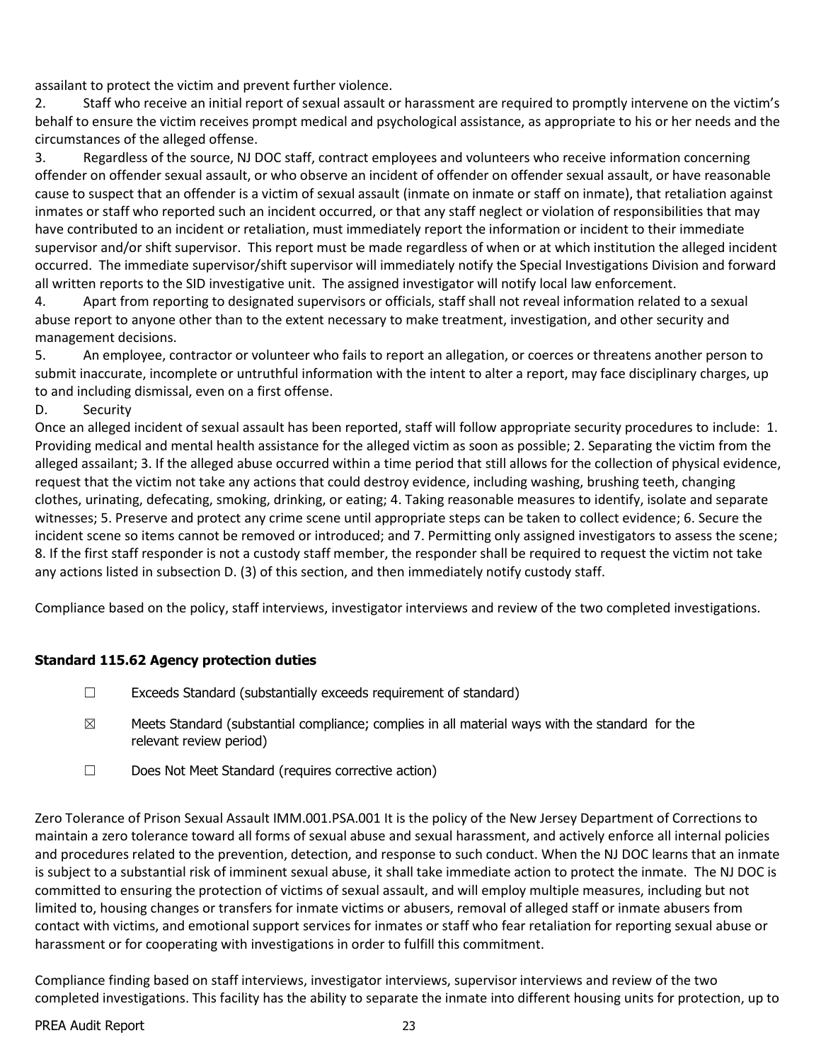assailant to protect the victim and prevent further violence.

2. Staff who receive an initial report of sexual assault or harassment are required to promptly intervene on the victim's behalf to ensure the victim receives prompt medical and psychological assistance, as appropriate to his or her needs and the circumstances of the alleged offense.

3. Regardless of the source, NJ DOC staff, contract employees and volunteers who receive information concerning offender on offender sexual assault, or who observe an incident of offender on offender sexual assault, or have reasonable cause to suspect that an offender is a victim of sexual assault (inmate on inmate or staff on inmate), that retaliation against inmates or staff who reported such an incident occurred, or that any staff neglect or violation of responsibilities that may have contributed to an incident or retaliation, must immediately report the information or incident to their immediate supervisor and/or shift supervisor. This report must be made regardless of when or at which institution the alleged incident occurred. The immediate supervisor/shift supervisor will immediately notify the Special Investigations Division and forward all written reports to the SID investigative unit. The assigned investigator will notify local law enforcement.

4. Apart from reporting to designated supervisors or officials, staff shall not reveal information related to a sexual abuse report to anyone other than to the extent necessary to make treatment, investigation, and other security and management decisions.

5. An employee, contractor or volunteer who fails to report an allegation, or coerces or threatens another person to submit inaccurate, incomplete or untruthful information with the intent to alter a report, may face disciplinary charges, up to and including dismissal, even on a first offense.

D. Security

Once an alleged incident of sexual assault has been reported, staff will follow appropriate security procedures to include: 1. Providing medical and mental health assistance for the alleged victim as soon as possible; 2. Separating the victim from the alleged assailant; 3. If the alleged abuse occurred within a time period that still allows for the collection of physical evidence, request that the victim not take any actions that could destroy evidence, including washing, brushing teeth, changing clothes, urinating, defecating, smoking, drinking, or eating; 4. Taking reasonable measures to identify, isolate and separate witnesses; 5. Preserve and protect any crime scene until appropriate steps can be taken to collect evidence; 6. Secure the incident scene so items cannot be removed or introduced; and 7. Permitting only assigned investigators to assess the scene; 8. If the first staff responder is not a custody staff member, the responder shall be required to request the victim not take any actions listed in subsection D. (3) of this section, and then immediately notify custody staff.

Compliance based on the policy, staff interviews, investigator interviews and review of the two completed investigations.

### Standard 115.62 Agency protection duties

☐ Exceeds Standard (substantially exceeds requirement of standard)

☒ Meets Standard (substantial compliance; complies in all material ways with the standard for the relevant review period)

☐ Does Not Meet Standard (requires corrective action)

Zero Tolerance of Prison Sexual Assault IMM.001.PSA.001 It is the policy of the New Jersey Department of Corrections to maintain a zero tolerance toward all forms of sexual abuse and sexual harassment, and actively enforce all internal policies and procedures related to the prevention, detection, and response to such conduct. When the NJ DOC learns that an inmate is subject to a substantial risk of imminent sexual abuse, it shall take immediate action to protect the inmate. The NJ DOC is committed to ensuring the protection of victims of sexual assault, and will employ multiple measures, including but not limited to, housing changes or transfers for inmate victims or abusers, removal of alleged staff or inmate abusers from contact with victims, and emotional support services for inmates or staff who fear retaliation for reporting sexual abuse or harassment or for cooperating with investigations in order to fulfill this commitment.

Compliance finding based on staff interviews, investigator interviews, supervisor interviews and review of the two completed investigations. This facility has the ability to separate the inmate into different housing units for protection, up to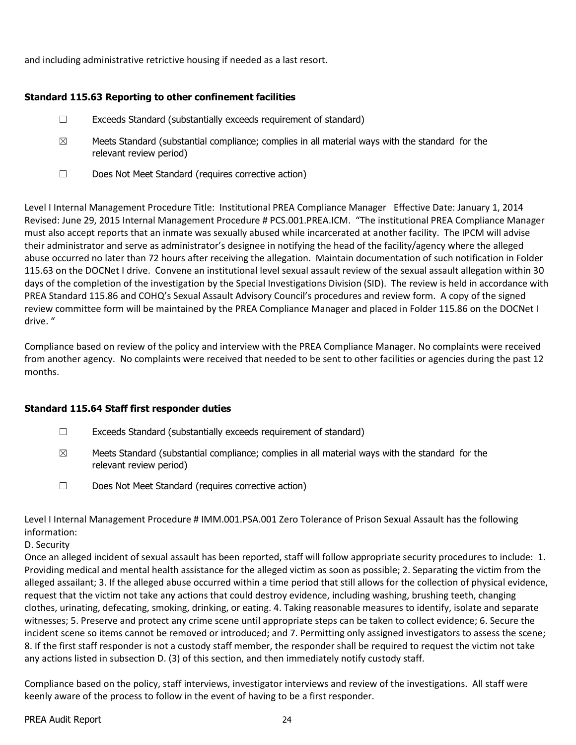and including administrative retrictive housing if needed as a last resort.

**Standard 115.63 Reporting to other confinement facilities**

☐ Exceeds Standard (substantially exceeds requirement of standard)

☒ Meets Standard (substantial compliance; complies in all material ways with the standard for the relevant review period)

☐ Does Not Meet Standard (requires corrective action)

Level I Internal Management Procedure Title: Institutional PREA Compliance Manager Effective Date: January 1, 2014 Revised: June 29, 2015 Internal Management Procedure # PCS.001.PREA.ICM. "The institutional PREA Compliance Manager must also accept reports that an inmate was sexually abused while incarcerated at another facility. The IPCM will advise their administrator and serve as administrator's designee in notifying the head of the facility/agency where the alleged abuse occurred no later than 72 hours after receiving the allegation. Maintain documentation of such notification in Folder 115.63 on the DOCNet I drive. Convene an institutional level sexual assault review of the sexual assault allegation within 30 days of the completion of the investigation by the Special Investigations Division (SID). The review is held in accordance with PREA Standard 115.86 and COHQ's Sexual Assault Advisory Council's procedures and review form. A copy of the signed review committee form will be maintained by the PREA Compliance Manager and placed in Folder 115.86 on the DOCNet I drive. "

Compliance based on review of the policy and interview with the PREA Compliance Manager. No complaints were received from another agency. No complaints were received that needed to be sent to other facilities or agencies during the past 12 months.

**Standard 115.64 Staff first responder duties**

☐ Exceeds Standard (substantially exceeds requirement of standard)

☒ Meets Standard (substantial compliance; complies in all material ways with the standard for the relevant review period)

☐ Does Not Meet Standard (requires corrective action)

Level I Internal Management Procedure # IMM.001.PSA.001 Zero Tolerance of Prison Sexual Assault has the following information:

D. Security

Once an alleged incident of sexual assault has been reported, staff will follow appropriate security procedures to include: 1. Providing medical and mental health assistance for the alleged victim as soon as possible; 2. Separating the victim from the alleged assailant; 3. If the alleged abuse occurred within a time period that still allows for the collection of physical evidence, request that the victim not take any actions that could destroy evidence, including washing, brushing teeth, changing clothes, urinating, defecating, smoking, drinking, or eating. 4. Taking reasonable measures to identify, isolate and separate witnesses; 5. Preserve and protect any crime scene until appropriate steps can be taken to collect evidence; 6. Secure the incident scene so items cannot be removed or introduced; and 7. Permitting only assigned investigators to assess the scene; 8. If the first staff responder is not a custody staff member, the responder shall be required to request the victim not take any actions listed in subsection D. (3) of this section, and then immediately notify custody staff.

Compliance based on the policy, staff interviews, investigator interviews and review of the investigations. All staff were keenly aware of the process to follow in the event of having to be a first responder.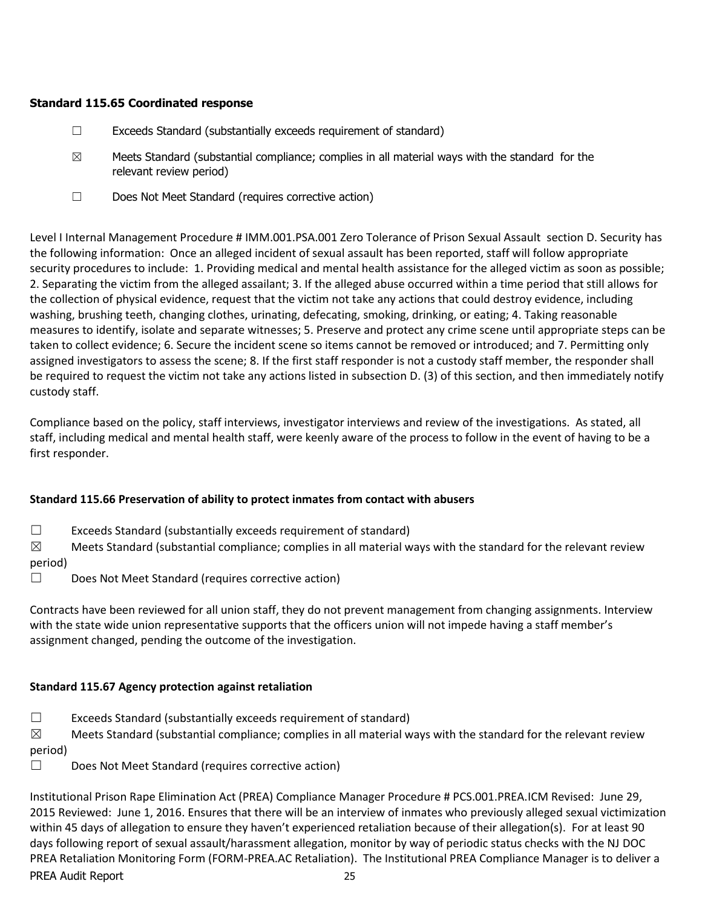**Standard 115.65 Coordinated response**

☐ Exceeds Standard (substantially exceeds requirement of standard)

☒ Meets Standard (substantial compliance; complies in all material ways with the standard for the relevant review period)

☐ Does Not Meet Standard (requires corrective action)

Level I Internal Management Procedure # IMM.001.PSA.001 Zero Tolerance of Prison Sexual Assault section D. Security has the following information: Once an alleged incident of sexual assault has been reported, staff will follow appropriate security procedures to include: 1. Providing medical and mental health assistance for the alleged victim as soon as possible; 2. Separating the victim from the alleged assailant; 3. If the alleged abuse occurred within a time period that still allows for the collection of physical evidence, request that the victim not take any actions that could destroy evidence, including washing, brushing teeth, changing clothes, urinating, defecating, smoking, drinking, or eating; 4. Taking reasonable measures to identify, isolate and separate witnesses; 5. Preserve and protect any crime scene until appropriate steps can be taken to collect evidence; 6. Secure the incident scene so items cannot be removed or introduced; and 7. Permitting only assigned investigators to assess the scene; 8. If the first staff responder is not a custody staff member, the responder shall be required to request the victim not take any actions listed in subsection D. (3) of this section, and then immediately notify custody staff.

Compliance based on the policy, staff interviews, investigator interviews and review of the investigations. As stated, all staff, including medical and mental health staff, were keenly aware of the process to follow in the event of having to be a first responder.

**Standard 115.66 Preservation of ability to protect inmates from contact with abusers**

☐ Exceeds Standard (substantially exceeds requirement of standard)

☒ Meets Standard (substantial compliance; complies in all material ways with the standard for the relevant review period)

☐ Does Not Meet Standard (requires corrective action)

Contracts have been reviewed for all union staff, they do not prevent management from changing assignments. Interview with the state wide union representative supports that the officers union will not impede having a staff member's assignment changed, pending the outcome of the investigation.

**Standard 115.67 Agency protection against retaliation**

☐ Exceeds Standard (substantially exceeds requirement of standard)

☒ Meets Standard (substantial compliance; complies in all material ways with the standard for the relevant review period)

☐ Does Not Meet Standard (requires corrective action)

Institutional Prison Rape Elimination Act (PREA) Compliance Manager Procedure # PCS.001.PREA.ICM Revised: June 29, 2015 Reviewed: June 1, 2016. Ensures that there will be an interview of inmates who previously alleged sexual victimization within 45 days of allegation to ensure they haven't experienced retaliation because of their allegation(s). For at least 90 days following report of sexual assault/harassment allegation, monitor by way of periodic status checks with the NJ DOC PREA Retaliation Monitoring Form (FORM-PREA.AC Retaliation). The Institutional PREA Compliance Manager is to deliver a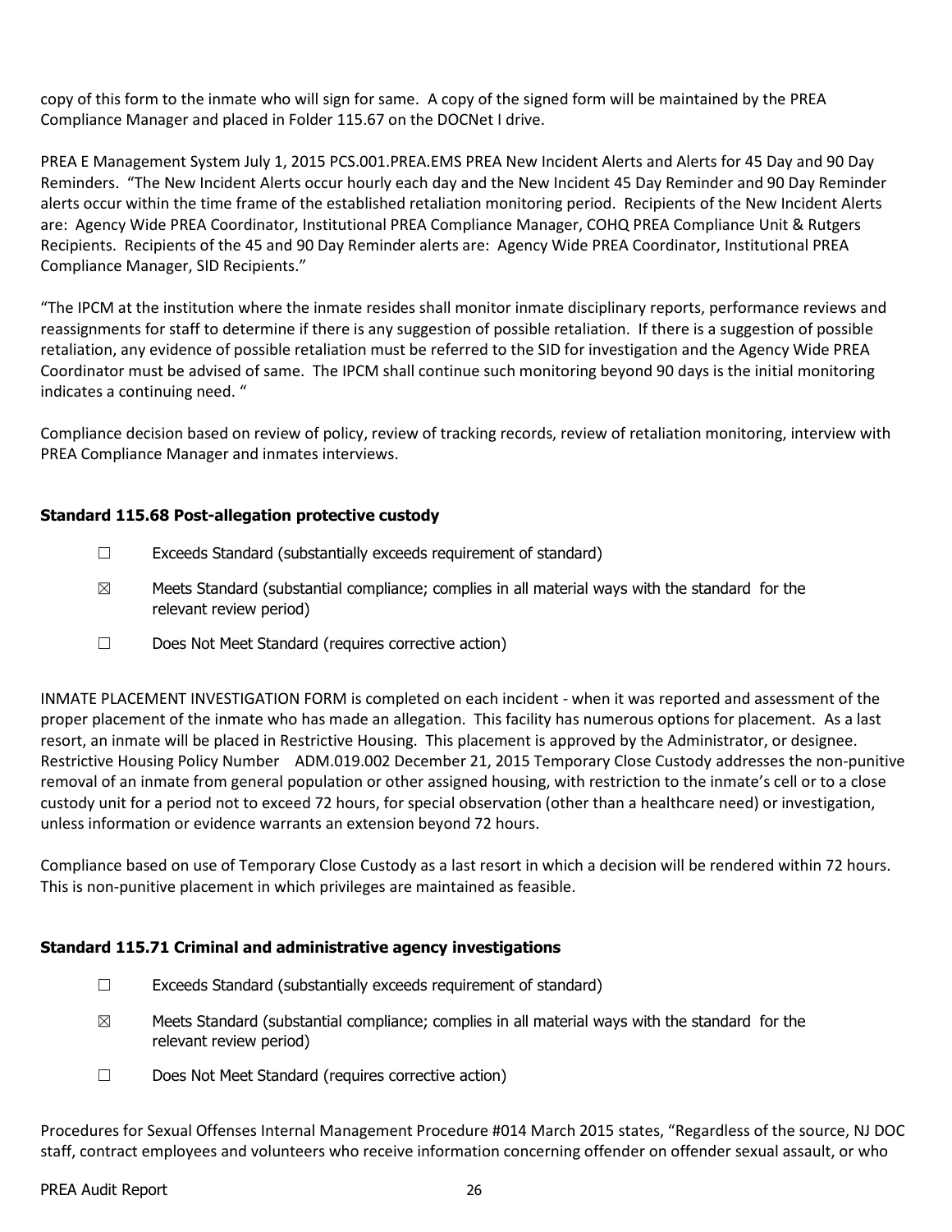copy of this form to the inmate who will sign for same. A copy of the signed form will be maintained by the PREA Compliance Manager and placed in Folder 115.67 on the DOCNet I drive.

PREA E Management System July 1, 2015 PCS.001.PREA.EMS PREA New Incident Alerts and Alerts for 45 Day and 90 Day Reminders. "The New Incident Alerts occur hourly each day and the New Incident 45 Day Reminder and 90 Day Reminder alerts occur within the time frame of the established retaliation monitoring period. Recipients of the New Incident Alerts are: Agency Wide PREA Coordinator, Institutional PREA Compliance Manager, COHQ PREA Compliance Unit & Rutgers Recipients. Recipients of the 45 and 90 Day Reminder alerts are: Agency Wide PREA Coordinator, Institutional PREA Compliance Manager, SID Recipients."

"The IPCM at the institution where the inmate resides shall monitor inmate disciplinary reports, performance reviews and reassignments for staff to determine if there is any suggestion of possible retaliation. If there is a suggestion of possible retaliation, any evidence of possible retaliation must be referred to the SID for investigation and the Agency Wide PREA Coordinator must be advised of same. The IPCM shall continue such monitoring beyond 90 days is the initial monitoring indicates a continuing need. "

Compliance decision based on review of policy, review of tracking records, review of retaliation monitoring, interview with PREA Compliance Manager and inmates interviews.

### Standard 115.68 Post-allegation protective custody

☐ Exceeds Standard (substantially exceeds requirement of standard)

☒ Meets Standard (substantial compliance; complies in all material ways with the standard for the relevant review period)

☐ Does Not Meet Standard (requires corrective action)

INMATE PLACEMENT INVESTIGATION FORM is completed on each incident - when it was reported and assessment of the proper placement of the inmate who has made an allegation. This facility has numerous options for placement. As a last resort, an inmate will be placed in Restrictive Housing. This placement is approved by the Administrator, or designee. Restrictive Housing Policy Number ADM.019.002 December 21, 2015 Temporary Close Custody addresses the non-punitive removal of an inmate from general population or other assigned housing, with restriction to the inmate's cell or to a close custody unit for a period not to exceed 72 hours, for special observation (other than a healthcare need) or investigation, unless information or evidence warrants an extension beyond 72 hours.

Compliance based on use of Temporary Close Custody as a last resort in which a decision will be rendered within 72 hours. This is non-punitive placement in which privileges are maintained as feasible.

### Standard 115.71 Criminal and administrative agency investigations

☐ Exceeds Standard (substantially exceeds requirement of standard)

☒ Meets Standard (substantial compliance; complies in all material ways with the standard for the relevant review period)

☐ Does Not Meet Standard (requires corrective action)

Procedures for Sexual Offenses Internal Management Procedure #014 March 2015 states, "Regardless of the source, NJ DOC staff, contract employees and volunteers who receive information concerning offender on offender sexual assault, or who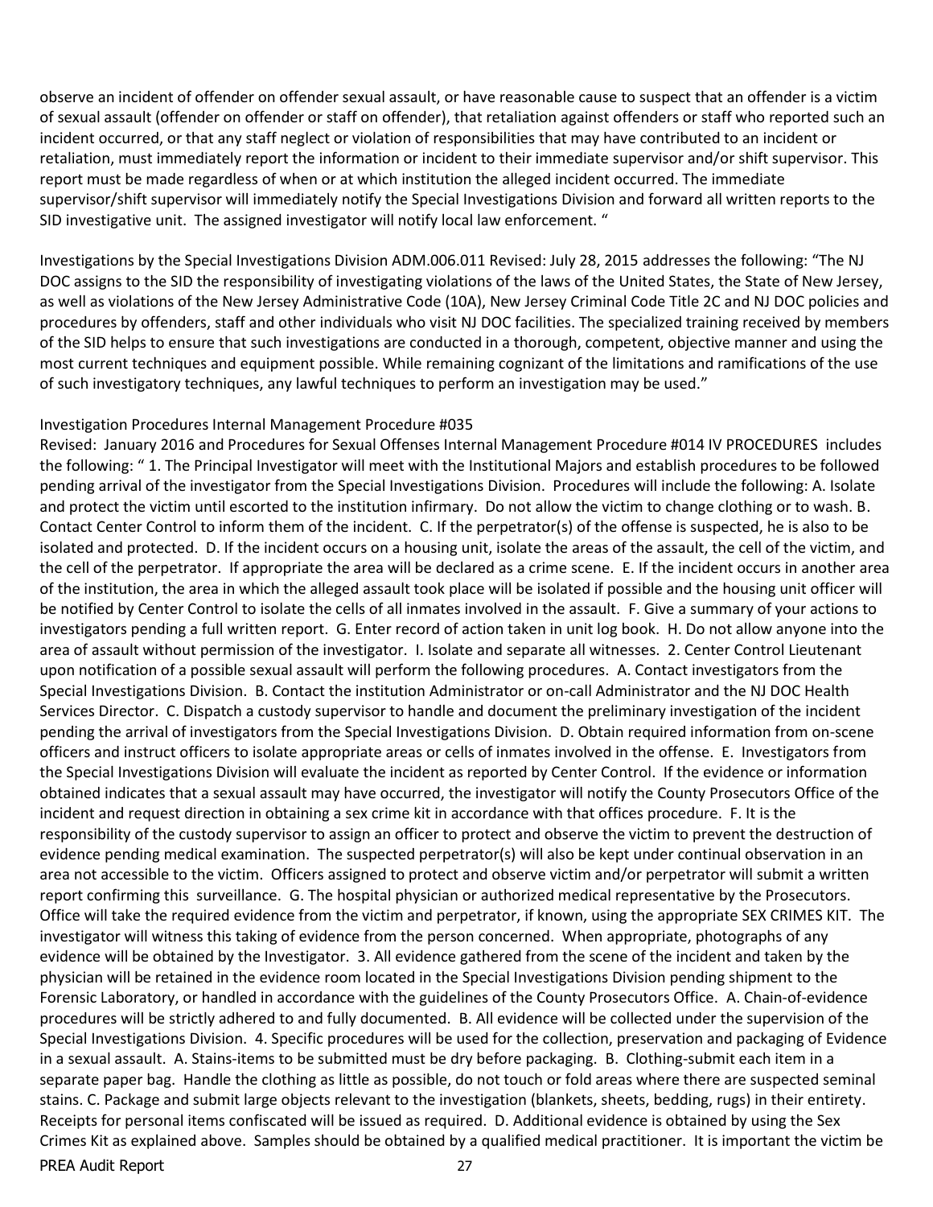observe an incident of offender on offender sexual assault, or have reasonable cause to suspect that an offender is a victim of sexual assault (offender on offender or staff on offender), that retaliation against offenders or staff who reported such an incident occurred, or that any staff neglect or violation of responsibilities that may have contributed to an incident or retaliation, must immediately report the information or incident to their immediate supervisor and/or shift supervisor. This report must be made regardless of when or at which institution the alleged incident occurred. The immediate supervisor/shift supervisor will immediately notify the Special Investigations Division and forward all written reports to the SID investigative unit. The assigned investigator will notify local law enforcement. "

Investigations by the Special Investigations Division ADM.006.011 Revised: July 28, 2015 addresses the following: "The NJ DOC assigns to the SID the responsibility of investigating violations of the laws of the United States, the State of New Jersey, as well as violations of the New Jersey Administrative Code (10A), New Jersey Criminal Code Title 2C and NJ DOC policies and procedures by offenders, staff and other individuals who visit NJ DOC facilities. The specialized training received by members of the SID helps to ensure that such investigations are conducted in a thorough, competent, objective manner and using the most current techniques and equipment possible. While remaining cognizant of the limitations and ramifications of the use of such investigatory techniques, any lawful techniques to perform an investigation may be used."

Investigation Procedures Internal Management Procedure #035
Revised: January 2016 and Procedures for Sexual Offenses Internal Management Procedure #014 IV PROCEDURES includes the following: " 1. The Principal Investigator will meet with the Institutional Majors and establish procedures to be followed pending arrival of the investigator from the Special Investigations Division. Procedures will include the following: A. Isolate and protect the victim until escorted to the institution infirmary. Do not allow the victim to change clothing or to wash. B. Contact Center Control to inform them of the incident. C. If the perpetrator(s) of the offense is suspected, he is also to be isolated and protected. D. If the incident occurs on a housing unit, isolate the areas of the assault, the cell of the victim, and the cell of the perpetrator. If appropriate the area will be declared as a crime scene. E. If the incident occurs in another area of the institution, the area in which the alleged assault took place will be isolated if possible and the housing unit officer will be notified by Center Control to isolate the cells of all inmates involved in the assault. F. Give a summary of your actions to investigators pending a full written report. G. Enter record of action taken in unit log book. H. Do not allow anyone into the area of assault without permission of the investigator. I. Isolate and separate all witnesses. 2. Center Control Lieutenant upon notification of a possible sexual assault will perform the following procedures. A. Contact investigators from the Special Investigations Division. B. Contact the institution Administrator or on-call Administrator and the NJ DOC Health Services Director. C. Dispatch a custody supervisor to handle and document the preliminary investigation of the incident pending the arrival of investigators from the Special Investigations Division. D. Obtain required information from on-scene officers and instruct officers to isolate appropriate areas or cells of inmates involved in the offense. E. Investigators from the Special Investigations Division will evaluate the incident as reported by Center Control. If the evidence or information obtained indicates that a sexual assault may have occurred, the investigator will notify the County Prosecutors Office of the incident and request direction in obtaining a sex crime kit in accordance with that offices procedure. F. It is the responsibility of the custody supervisor to assign an officer to protect and observe the victim to prevent the destruction of evidence pending medical examination. The suspected perpetrator(s) will also be kept under continual observation in an area not accessible to the victim. Officers assigned to protect and observe victim and/or perpetrator will submit a written report confirming this surveillance. G. The hospital physician or authorized medical representative by the Prosecutors. Office will take the required evidence from the victim and perpetrator, if known, using the appropriate SEX CRIMES KIT. The investigator will witness this taking of evidence from the person concerned. When appropriate, photographs of any evidence will be obtained by the Investigator. 3. All evidence gathered from the scene of the incident and taken by the physician will be retained in the evidence room located in the Special Investigations Division pending shipment to the Forensic Laboratory, or handled in accordance with the guidelines of the County Prosecutors Office. A. Chain-of-evidence procedures will be strictly adhered to and fully documented. B. All evidence will be collected under the supervision of the Special Investigations Division. 4. Specific procedures will be used for the collection, preservation and packaging of Evidence in a sexual assault. A. Stains-items to be submitted must be dry before packaging. B. Clothing-submit each item in a separate paper bag. Handle the clothing as little as possible, do not touch or fold areas where there are suspected seminal stains. C. Package and submit large objects relevant to the investigation (blankets, sheets, bedding, rugs) in their entirety. Receipts for personal items confiscated will be issued as required. D. Additional evidence is obtained by using the Sex Crimes Kit as explained above. Samples should be obtained by a qualified medical practitioner. It is important the victim be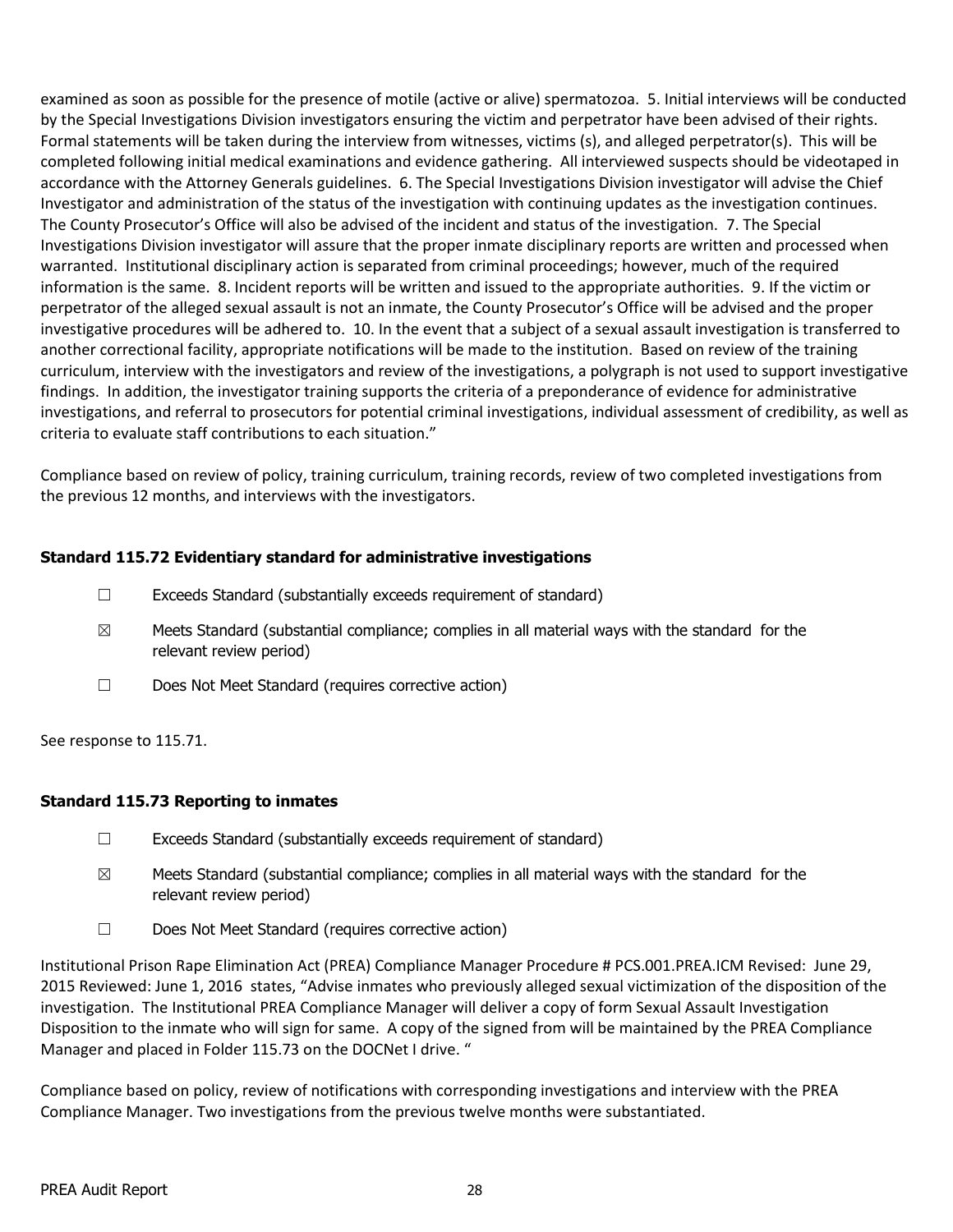examined as soon as possible for the presence of motile (active or alive) spermatozoa. 5. Initial interviews will be conducted by the Special Investigations Division investigators ensuring the victim and perpetrator have been advised of their rights. Formal statements will be taken during the interview from witnesses, victims (s), and alleged perpetrator(s). This will be completed following initial medical examinations and evidence gathering. All interviewed suspects should be videotaped in accordance with the Attorney Generals guidelines. 6. The Special Investigations Division investigator will advise the Chief Investigator and administration of the status of the investigation with continuing updates as the investigation continues. The County Prosecutor's Office will also be advised of the incident and status of the investigation. 7. The Special Investigations Division investigator will assure that the proper inmate disciplinary reports are written and processed when warranted. Institutional disciplinary action is separated from criminal proceedings; however, much of the required information is the same. 8. Incident reports will be written and issued to the appropriate authorities. 9. If the victim or perpetrator of the alleged sexual assault is not an inmate, the County Prosecutor's Office will be advised and the proper investigative procedures will be adhered to. 10. In the event that a subject of a sexual assault investigation is transferred to another correctional facility, appropriate notifications will be made to the institution. Based on review of the training curriculum, interview with the investigators and review of the investigations, a polygraph is not used to support investigative findings. In addition, the investigator training supports the criteria of a preponderance of evidence for administrative investigations, and referral to prosecutors for potential criminal investigations, individual assessment of credibility, as well as criteria to evaluate staff contributions to each situation."

Compliance based on review of policy, training curriculum, training records, review of two completed investigations from the previous 12 months, and interviews with the investigators.

### Standard 115.72 Evidentiary standard for administrative investigations

☐ Exceeds Standard (substantially exceeds requirement of standard)

☒ Meets Standard (substantial compliance; complies in all material ways with the standard for the relevant review period)

☐ Does Not Meet Standard (requires corrective action)

See response to 115.71.

### Standard 115.73 Reporting to inmates

☐ Exceeds Standard (substantially exceeds requirement of standard)

☒ Meets Standard (substantial compliance; complies in all material ways with the standard for the relevant review period)

☐ Does Not Meet Standard (requires corrective action)

Institutional Prison Rape Elimination Act (PREA) Compliance Manager Procedure # PCS.001.PREA.ICM Revised: June 29, 2015 Reviewed: June 1, 2016 states, "Advise inmates who previously alleged sexual victimization of the disposition of the investigation. The Institutional PREA Compliance Manager will deliver a copy of form Sexual Assault Investigation Disposition to the inmate who will sign for same. A copy of the signed from will be maintained by the PREA Compliance Manager and placed in Folder 115.73 on the DOCNet I drive. "

Compliance based on policy, review of notifications with corresponding investigations and interview with the PREA Compliance Manager. Two investigations from the previous twelve months were substantiated.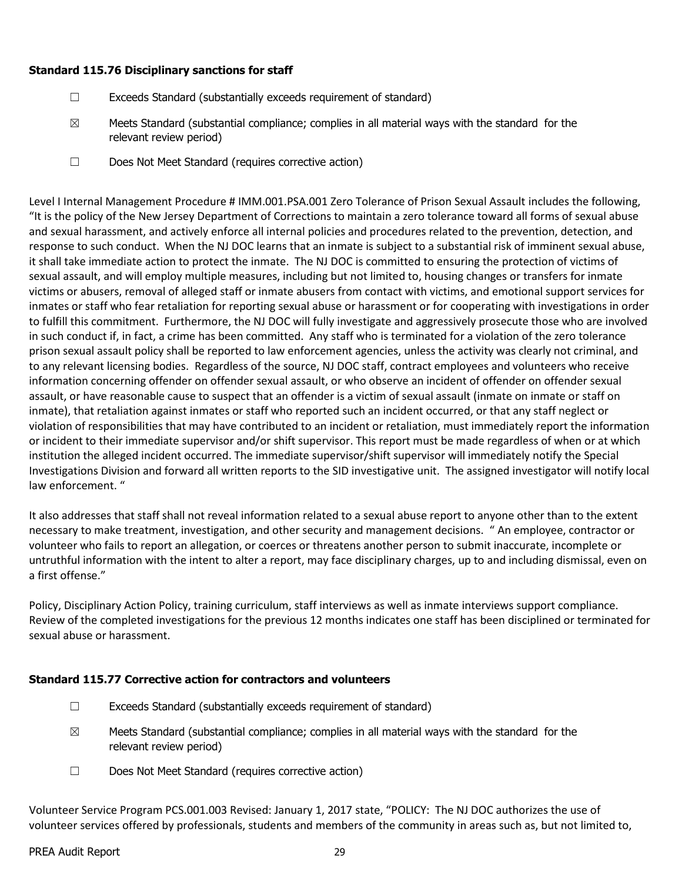**Standard 115.76 Disciplinary sanctions for staff**

☐ Exceeds Standard (substantially exceeds requirement of standard)

☒ Meets Standard (substantial compliance; complies in all material ways with the standard for the relevant review period)

☐ Does Not Meet Standard (requires corrective action)

Level I Internal Management Procedure # IMM.001.PSA.001 Zero Tolerance of Prison Sexual Assault includes the following, "It is the policy of the New Jersey Department of Corrections to maintain a zero tolerance toward all forms of sexual abuse and sexual harassment, and actively enforce all internal policies and procedures related to the prevention, detection, and response to such conduct. When the NJ DOC learns that an inmate is subject to a substantial risk of imminent sexual abuse, it shall take immediate action to protect the inmate. The NJ DOC is committed to ensuring the protection of victims of sexual assault, and will employ multiple measures, including but not limited to, housing changes or transfers for inmate victims or abusers, removal of alleged staff or inmate abusers from contact with victims, and emotional support services for inmates or staff who fear retaliation for reporting sexual abuse or harassment or for cooperating with investigations in order to fulfill this commitment. Furthermore, the NJ DOC will fully investigate and aggressively prosecute those who are involved in such conduct if, in fact, a crime has been committed. Any staff who is terminated for a violation of the zero tolerance prison sexual assault policy shall be reported to law enforcement agencies, unless the activity was clearly not criminal, and to any relevant licensing bodies. Regardless of the source, NJ DOC staff, contract employees and volunteers who receive information concerning offender on offender sexual assault, or who observe an incident of offender on offender sexual assault, or have reasonable cause to suspect that an offender is a victim of sexual assault (inmate on inmate or staff on inmate), that retaliation against inmates or staff who reported such an incident occurred, or that any staff neglect or violation of responsibilities that may have contributed to an incident or retaliation, must immediately report the information or incident to their immediate supervisor and/or shift supervisor. This report must be made regardless of when or at which institution the alleged incident occurred. The immediate supervisor/shift supervisor will immediately notify the Special Investigations Division and forward all written reports to the SID investigative unit. The assigned investigator will notify local law enforcement. "

It also addresses that staff shall not reveal information related to a sexual abuse report to anyone other than to the extent necessary to make treatment, investigation, and other security and management decisions. " An employee, contractor or volunteer who fails to report an allegation, or coerces or threatens another person to submit inaccurate, incomplete or untruthful information with the intent to alter a report, may face disciplinary charges, up to and including dismissal, even on a first offense."

Policy, Disciplinary Action Policy, training curriculum, staff interviews as well as inmate interviews support compliance. Review of the completed investigations for the previous 12 months indicates one staff has been disciplined or terminated for sexual abuse or harassment.

**Standard 115.77 Corrective action for contractors and volunteers**

☐ Exceeds Standard (substantially exceeds requirement of standard)

☒ Meets Standard (substantial compliance; complies in all material ways with the standard for the relevant review period)

☐ Does Not Meet Standard (requires corrective action)

Volunteer Service Program PCS.001.003 Revised: January 1, 2017 state, "POLICY: The NJ DOC authorizes the use of volunteer services offered by professionals, students and members of the community in areas such as, but not limited to,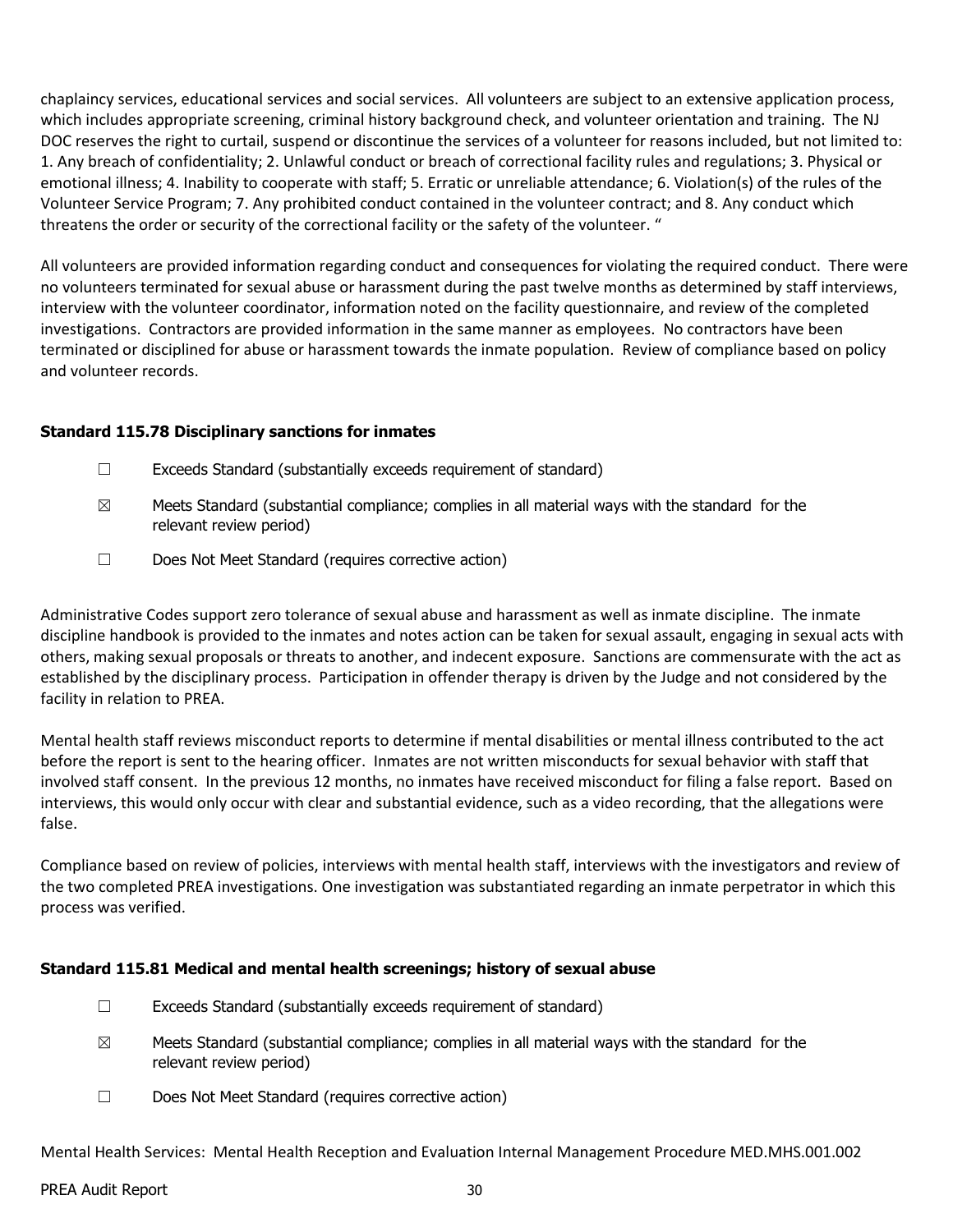chaplaincy services, educational services and social services. All volunteers are subject to an extensive application process, which includes appropriate screening, criminal history background check, and volunteer orientation and training. The NJ DOC reserves the right to curtail, suspend or discontinue the services of a volunteer for reasons included, but not limited to: 1. Any breach of confidentiality; 2. Unlawful conduct or breach of correctional facility rules and regulations; 3. Physical or emotional illness; 4. Inability to cooperate with staff; 5. Erratic or unreliable attendance; 6. Violation(s) of the rules of the Volunteer Service Program; 7. Any prohibited conduct contained in the volunteer contract; and 8. Any conduct which threatens the order or security of the correctional facility or the safety of the volunteer. "

All volunteers are provided information regarding conduct and consequences for violating the required conduct. There were no volunteers terminated for sexual abuse or harassment during the past twelve months as determined by staff interviews, interview with the volunteer coordinator, information noted on the facility questionnaire, and review of the completed investigations. Contractors are provided information in the same manner as employees. No contractors have been terminated or disciplined for abuse or harassment towards the inmate population. Review of compliance based on policy and volunteer records.

**Standard 115.78 Disciplinary sanctions for inmates**

☐ Exceeds Standard (substantially exceeds requirement of standard)

☒ Meets Standard (substantial compliance; complies in all material ways with the standard for the relevant review period)

☐ Does Not Meet Standard (requires corrective action)

Administrative Codes support zero tolerance of sexual abuse and harassment as well as inmate discipline. The inmate discipline handbook is provided to the inmates and notes action can be taken for sexual assault, engaging in sexual acts with others, making sexual proposals or threats to another, and indecent exposure. Sanctions are commensurate with the act as established by the disciplinary process. Participation in offender therapy is driven by the Judge and not considered by the facility in relation to PREA.

Mental health staff reviews misconduct reports to determine if mental disabilities or mental illness contributed to the act before the report is sent to the hearing officer. Inmates are not written misconducts for sexual behavior with staff that involved staff consent. In the previous 12 months, no inmates have received misconduct for filing a false report. Based on interviews, this would only occur with clear and substantial evidence, such as a video recording, that the allegations were false.

Compliance based on review of policies, interviews with mental health staff, interviews with the investigators and review of the two completed PREA investigations. One investigation was substantiated regarding an inmate perpetrator in which this process was verified.

**Standard 115.81 Medical and mental health screenings; history of sexual abuse**

☐ Exceeds Standard (substantially exceeds requirement of standard)

☒ Meets Standard (substantial compliance; complies in all material ways with the standard for the relevant review period)

☐ Does Not Meet Standard (requires corrective action)

Mental Health Services: Mental Health Reception and Evaluation Internal Management Procedure MED.MHS.001.002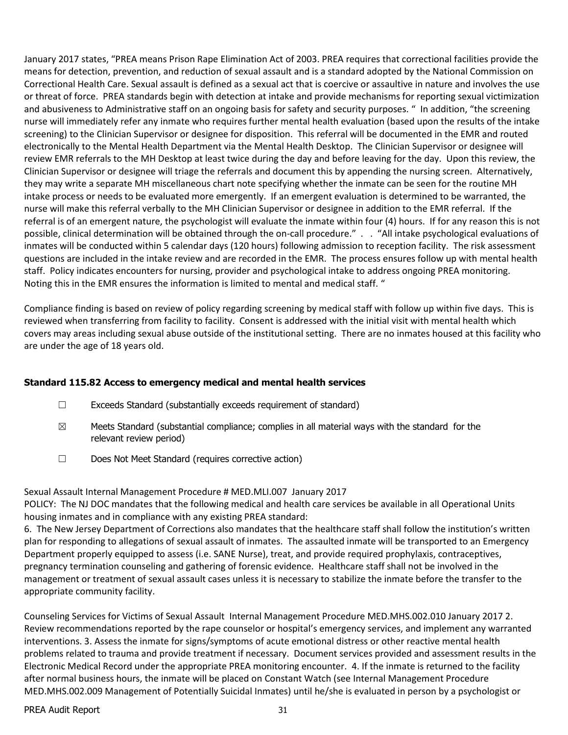January 2017 states, "PREA means Prison Rape Elimination Act of 2003. PREA requires that correctional facilities provide the means for detection, prevention, and reduction of sexual assault and is a standard adopted by the National Commission on Correctional Health Care. Sexual assault is defined as a sexual act that is coercive or assaultive in nature and involves the use or threat of force. PREA standards begin with detection at intake and provide mechanisms for reporting sexual victimization and abusiveness to Administrative staff on an ongoing basis for safety and security purposes. " In addition, "the screening nurse will immediately refer any inmate who requires further mental health evaluation (based upon the results of the intake screening) to the Clinician Supervisor or designee for disposition. This referral will be documented in the EMR and routed electronically to the Mental Health Department via the Mental Health Desktop. The Clinician Supervisor or designee will review EMR referrals to the MH Desktop at least twice during the day and before leaving for the day. Upon this review, the Clinician Supervisor or designee will triage the referrals and document this by appending the nursing screen. Alternatively, they may write a separate MH miscellaneous chart note specifying whether the inmate can be seen for the routine MH intake process or needs to be evaluated more emergently. If an emergent evaluation is determined to be warranted, the nurse will make this referral verbally to the MH Clinician Supervisor or designee in addition to the EMR referral. If the referral is of an emergent nature, the psychologist will evaluate the inmate within four (4) hours. If for any reason this is not possible, clinical determination will be obtained through the on-call procedure." . . "All intake psychological evaluations of inmates will be conducted within 5 calendar days (120 hours) following admission to reception facility. The risk assessment questions are included in the intake review and are recorded in the EMR. The process ensures follow up with mental health staff. Policy indicates encounters for nursing, provider and psychological intake to address ongoing PREA monitoring. Noting this in the EMR ensures the information is limited to mental and medical staff. "

Compliance finding is based on review of policy regarding screening by medical staff with follow up within five days. This is reviewed when transferring from facility to facility. Consent is addressed with the initial visit with mental health which covers may areas including sexual abuse outside of the institutional setting. There are no inmates housed at this facility who are under the age of 18 years old.

### Standard 115.82 Access to emergency medical and mental health services

☐ Exceeds Standard (substantially exceeds requirement of standard)

☒ Meets Standard (substantial compliance; complies in all material ways with the standard for the relevant review period)

☐ Does Not Meet Standard (requires corrective action)

Sexual Assault Internal Management Procedure # MED.MLI.007 January 2017
POLICY: The NJ DOC mandates that the following medical and health care services be available in all Operational Units housing inmates and in compliance with any existing PREA standard:
6. The New Jersey Department of Corrections also mandates that the healthcare staff shall follow the institution's written plan for responding to allegations of sexual assault of inmates. The assaulted inmate will be transported to an Emergency Department properly equipped to assess (i.e. SANE Nurse), treat, and provide required prophylaxis, contraceptives, pregnancy termination counseling and gathering of forensic evidence. Healthcare staff shall not be involved in the management or treatment of sexual assault cases unless it is necessary to stabilize the inmate before the transfer to the appropriate community facility.

Counseling Services for Victims of Sexual Assault Internal Management Procedure MED.MHS.002.010 January 2017 2. Review recommendations reported by the rape counselor or hospital's emergency services, and implement any warranted interventions. 3. Assess the inmate for signs/symptoms of acute emotional distress or other reactive mental health problems related to trauma and provide treatment if necessary. Document services provided and assessment results in the Electronic Medical Record under the appropriate PREA monitoring encounter. 4. If the inmate is returned to the facility after normal business hours, the inmate will be placed on Constant Watch (see Internal Management Procedure MED.MHS.002.009 Management of Potentially Suicidal Inmates) until he/she is evaluated in person by a psychologist or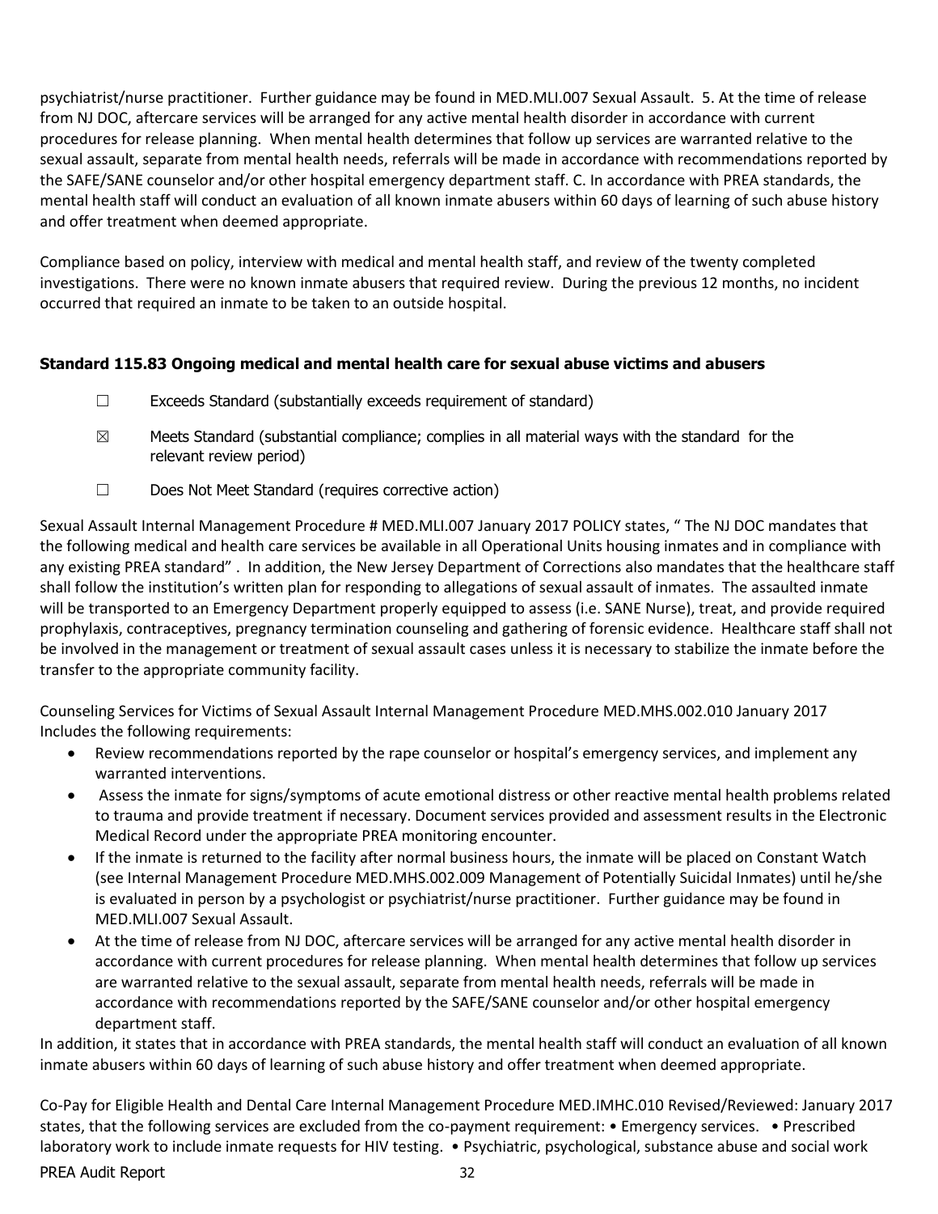psychiatrist/nurse practitioner. Further guidance may be found in MED.MLI.007 Sexual Assault. 5. At the time of release from NJ DOC, aftercare services will be arranged for any active mental health disorder in accordance with current procedures for release planning. When mental health determines that follow up services are warranted relative to the sexual assault, separate from mental health needs, referrals will be made in accordance with recommendations reported by the SAFE/SANE counselor and/or other hospital emergency department staff. C. In accordance with PREA standards, the mental health staff will conduct an evaluation of all known inmate abusers within 60 days of learning of such abuse history and offer treatment when deemed appropriate.

Compliance based on policy, interview with medical and mental health staff, and review of the twenty completed investigations. There were no known inmate abusers that required review. During the previous 12 months, no incident occurred that required an inmate to be taken to an outside hospital.

### Standard 115.83 Ongoing medical and mental health care for sexual abuse victims and abusers

☐ Exceeds Standard (substantially exceeds requirement of standard)

☒ Meets Standard (substantial compliance; complies in all material ways with the standard for the relevant review period)

☐ Does Not Meet Standard (requires corrective action)

Sexual Assault Internal Management Procedure # MED.MLI.007 January 2017 POLICY states, " The NJ DOC mandates that the following medical and health care services be available in all Operational Units housing inmates and in compliance with any existing PREA standard" . In addition, the New Jersey Department of Corrections also mandates that the healthcare staff shall follow the institution's written plan for responding to allegations of sexual assault of inmates. The assaulted inmate will be transported to an Emergency Department properly equipped to assess (i.e. SANE Nurse), treat, and provide required prophylaxis, contraceptives, pregnancy termination counseling and gathering of forensic evidence. Healthcare staff shall not be involved in the management or treatment of sexual assault cases unless it is necessary to stabilize the inmate before the transfer to the appropriate community facility.

Counseling Services for Victims of Sexual Assault Internal Management Procedure MED.MHS.002.010 January 2017 Includes the following requirements:

- Review recommendations reported by the rape counselor or hospital's emergency services, and implement any warranted interventions.
- Assess the inmate for signs/symptoms of acute emotional distress or other reactive mental health problems related to trauma and provide treatment if necessary. Document services provided and assessment results in the Electronic Medical Record under the appropriate PREA monitoring encounter.
- If the inmate is returned to the facility after normal business hours, the inmate will be placed on Constant Watch (see Internal Management Procedure MED.MHS.002.009 Management of Potentially Suicidal Inmates) until he/she is evaluated in person by a psychologist or psychiatrist/nurse practitioner. Further guidance may be found in MED.MLI.007 Sexual Assault.
- At the time of release from NJ DOC, aftercare services will be arranged for any active mental health disorder in accordance with current procedures for release planning. When mental health determines that follow up services are warranted relative to the sexual assault, separate from mental health needs, referrals will be made in accordance with recommendations reported by the SAFE/SANE counselor and/or other hospital emergency department staff.

In addition, it states that in accordance with PREA standards, the mental health staff will conduct an evaluation of all known inmate abusers within 60 days of learning of such abuse history and offer treatment when deemed appropriate.

Co-Pay for Eligible Health and Dental Care Internal Management Procedure MED.IMHC.010 Revised/Reviewed: January 2017 states, that the following services are excluded from the co-payment requirement: • Emergency services. • Prescribed laboratory work to include inmate requests for HIV testing. • Psychiatric, psychological, substance abuse and social work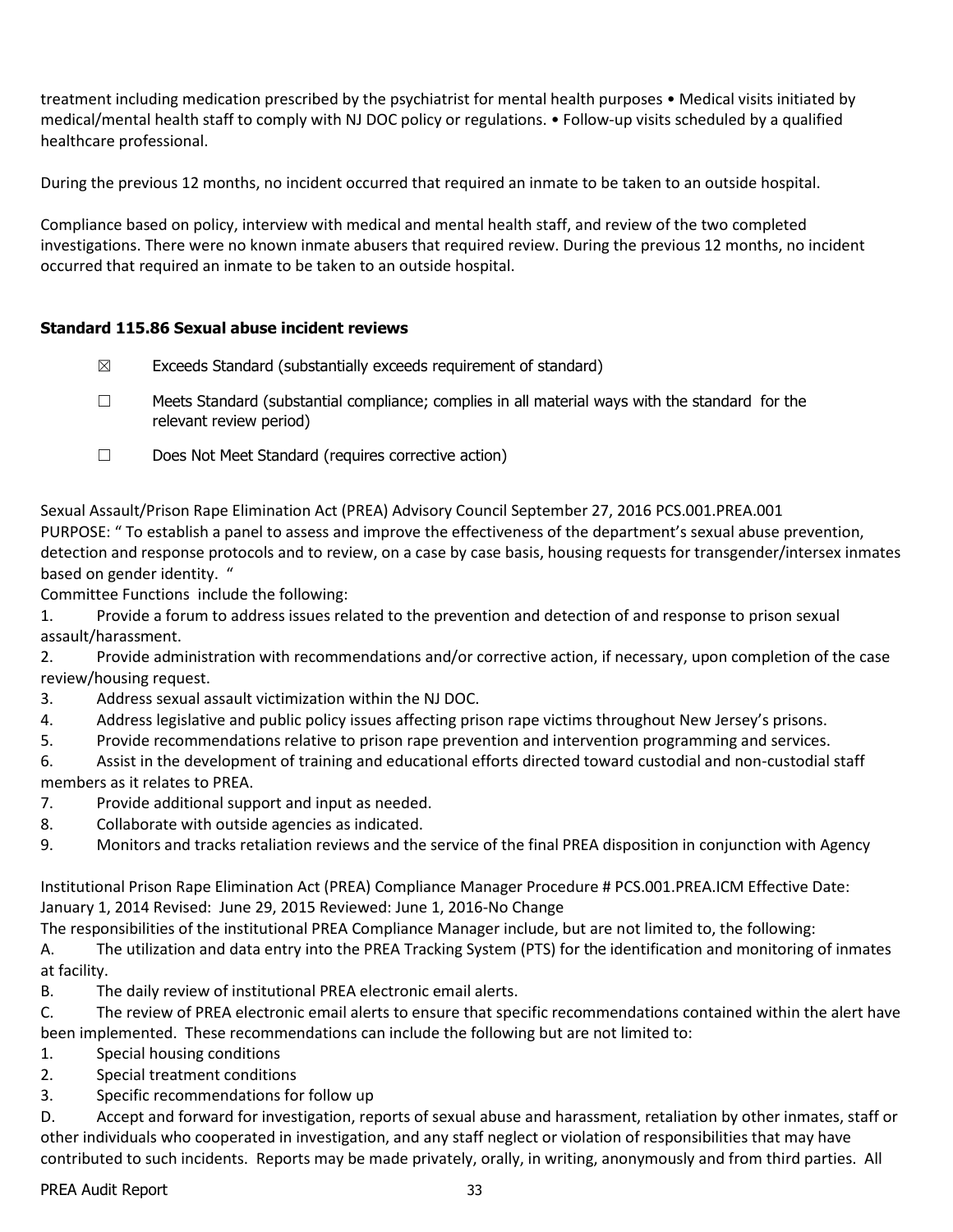treatment including medication prescribed by the psychiatrist for mental health purposes • Medical visits initiated by medical/mental health staff to comply with NJ DOC policy or regulations. • Follow-up visits scheduled by a qualified healthcare professional.

During the previous 12 months, no incident occurred that required an inmate to be taken to an outside hospital.

Compliance based on policy, interview with medical and mental health staff, and review of the two completed investigations. There were no known inmate abusers that required review. During the previous 12 months, no incident occurred that required an inmate to be taken to an outside hospital.

### Standard 115.86 Sexual abuse incident reviews

☒ Exceeds Standard (substantially exceeds requirement of standard)

☐ Meets Standard (substantial compliance; complies in all material ways with the standard for the relevant review period)

☐ Does Not Meet Standard (requires corrective action)

Sexual Assault/Prison Rape Elimination Act (PREA) Advisory Council September 27, 2016 PCS.001.PREA.001
PURPOSE: " To establish a panel to assess and improve the effectiveness of the department's sexual abuse prevention, detection and response protocols and to review, on a case by case basis, housing requests for transgender/intersex inmates based on gender identity. "
Committee Functions include the following:

1. Provide a forum to address issues related to the prevention and detection of and response to prison sexual assault/harassment.
2. Provide administration with recommendations and/or corrective action, if necessary, upon completion of the case review/housing request.
3. Address sexual assault victimization within the NJ DOC.
4. Address legislative and public policy issues affecting prison rape victims throughout New Jersey's prisons.
5. Provide recommendations relative to prison rape prevention and intervention programming and services.
6. Assist in the development of training and educational efforts directed toward custodial and non-custodial staff members as it relates to PREA.
7. Provide additional support and input as needed.
8. Collaborate with outside agencies as indicated.
9. Monitors and tracks retaliation reviews and the service of the final PREA disposition in conjunction with Agency

Institutional Prison Rape Elimination Act (PREA) Compliance Manager Procedure # PCS.001.PREA.ICM Effective Date: January 1, 2014 Revised: June 29, 2015 Reviewed: June 1, 2016-No Change
The responsibilities of the institutional PREA Compliance Manager include, but are not limited to, the following:

A. The utilization and data entry into the PREA Tracking System (PTS) for the identification and monitoring of inmates at facility.

B. The daily review of institutional PREA electronic email alerts.

C. The review of PREA electronic email alerts to ensure that specific recommendations contained within the alert have been implemented. These recommendations can include the following but are not limited to:

1. Special housing conditions
2. Special treatment conditions
3. Specific recommendations for follow up

D. Accept and forward for investigation, reports of sexual abuse and harassment, retaliation by other inmates, staff or other individuals who cooperated in investigation, and any staff neglect or violation of responsibilities that may have contributed to such incidents. Reports may be made privately, orally, in writing, anonymously and from third parties. All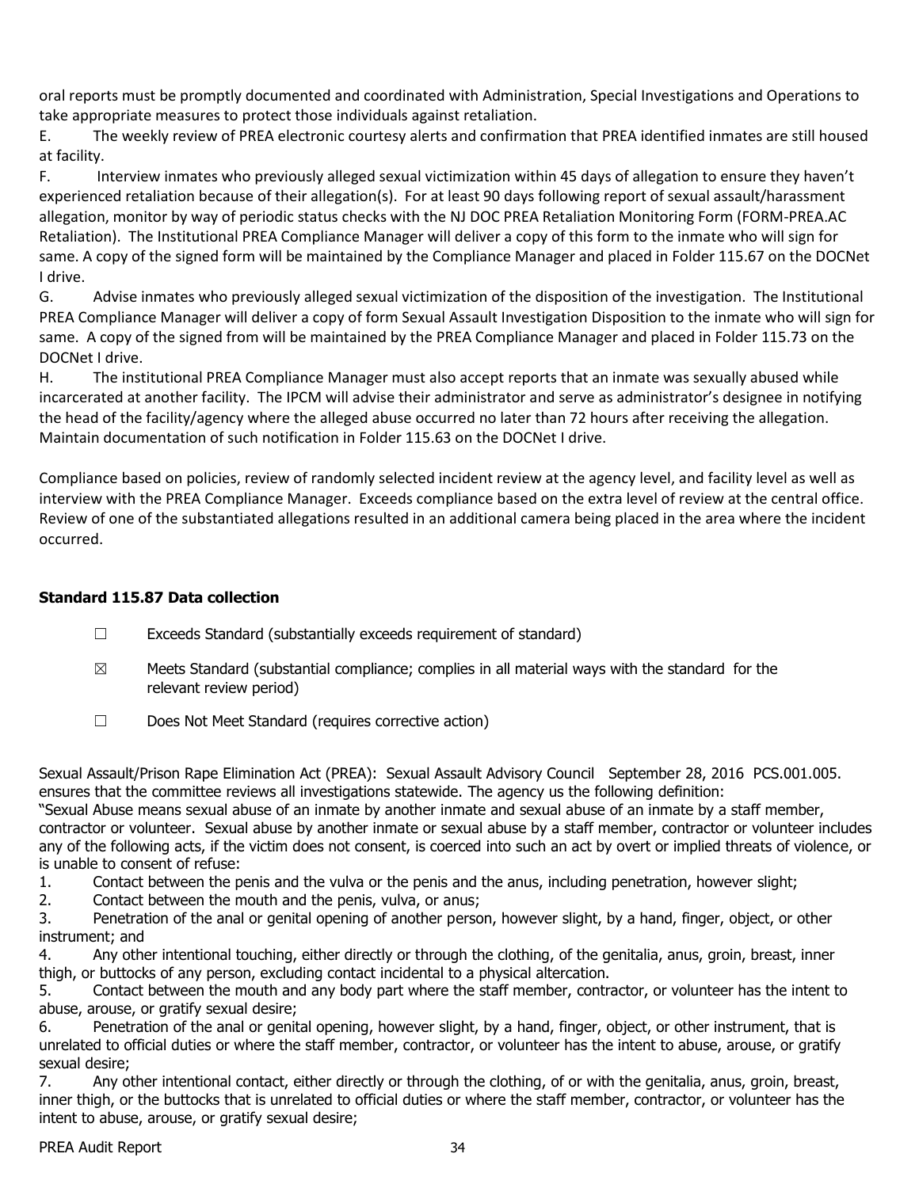oral reports must be promptly documented and coordinated with Administration, Special Investigations and Operations to take appropriate measures to protect those individuals against retaliation.

E. The weekly review of PREA electronic courtesy alerts and confirmation that PREA identified inmates are still housed at facility.

F. Interview inmates who previously alleged sexual victimization within 45 days of allegation to ensure they haven't experienced retaliation because of their allegation(s). For at least 90 days following report of sexual assault/harassment allegation, monitor by way of periodic status checks with the NJ DOC PREA Retaliation Monitoring Form (FORM-PREA.AC Retaliation). The Institutional PREA Compliance Manager will deliver a copy of this form to the inmate who will sign for same. A copy of the signed form will be maintained by the Compliance Manager and placed in Folder 115.67 on the DOCNet I drive.

G. Advise inmates who previously alleged sexual victimization of the disposition of the investigation. The Institutional PREA Compliance Manager will deliver a copy of form Sexual Assault Investigation Disposition to the inmate who will sign for same. A copy of the signed from will be maintained by the PREA Compliance Manager and placed in Folder 115.73 on the DOCNet I drive.

H. The institutional PREA Compliance Manager must also accept reports that an inmate was sexually abused while incarcerated at another facility. The IPCM will advise their administrator and serve as administrator's designee in notifying the head of the facility/agency where the alleged abuse occurred no later than 72 hours after receiving the allegation. Maintain documentation of such notification in Folder 115.63 on the DOCNet I drive.

Compliance based on policies, review of randomly selected incident review at the agency level, and facility level as well as interview with the PREA Compliance Manager. Exceeds compliance based on the extra level of review at the central office. Review of one of the substantiated allegations resulted in an additional camera being placed in the area where the incident occurred.

### Standard 115.87 Data collection

☐ Exceeds Standard (substantially exceeds requirement of standard)

☒ Meets Standard (substantial compliance; complies in all material ways with the standard for the relevant review period)

☐ Does Not Meet Standard (requires corrective action)

Sexual Assault/Prison Rape Elimination Act (PREA): Sexual Assault Advisory Council September 28, 2016 PCS.001.005. ensures that the committee reviews all investigations statewide. The agency us the following definition:

"Sexual Abuse means sexual abuse of an inmate by another inmate and sexual abuse of an inmate by a staff member, contractor or volunteer. Sexual abuse by another inmate or sexual abuse by a staff member, contractor or volunteer includes any of the following acts, if the victim does not consent, is coerced into such an act by overt or implied threats of violence, or is unable to consent of refuse:

1. Contact between the penis and the vulva or the penis and the anus, including penetration, however slight;
2. Contact between the mouth and the penis, vulva, or anus;
3. Penetration of the anal or genital opening of another person, however slight, by a hand, finger, object, or other instrument; and
4. Any other intentional touching, either directly or through the clothing, of the genitalia, anus, groin, breast, inner thigh, or buttocks of any person, excluding contact incidental to a physical altercation.
5. Contact between the mouth and any body part where the staff member, contractor, or volunteer has the intent to abuse, arouse, or gratify sexual desire;
6. Penetration of the anal or genital opening, however slight, by a hand, finger, object, or other instrument, that is unrelated to official duties or where the staff member, contractor, or volunteer has the intent to abuse, arouse, or gratify sexual desire;
7. Any other intentional contact, either directly or through the clothing, of or with the genitalia, anus, groin, breast, inner thigh, or the buttocks that is unrelated to official duties or where the staff member, contractor, or volunteer has the intent to abuse, arouse, or gratify sexual desire;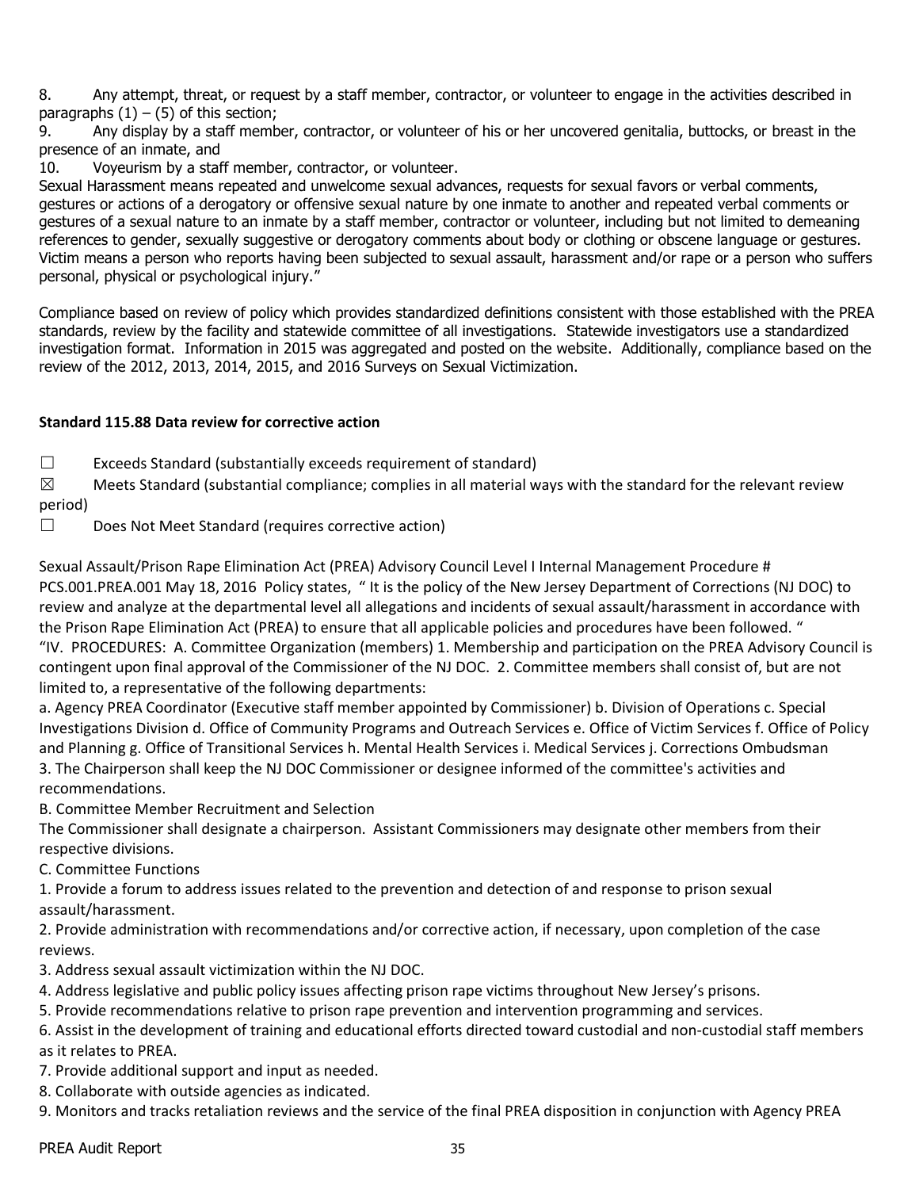8. Any attempt, threat, or request by a staff member, contractor, or volunteer to engage in the activities described in paragraphs (1) – (5) of this section;
9. Any display by a staff member, contractor, or volunteer of his or her uncovered genitalia, buttocks, or breast in the presence of an inmate, and
10. Voyeurism by a staff member, contractor, or volunteer.

Sexual Harassment means repeated and unwelcome sexual advances, requests for sexual favors or verbal comments, gestures or actions of a derogatory or offensive sexual nature by one inmate to another and repeated verbal comments or gestures of a sexual nature to an inmate by a staff member, contractor or volunteer, including but not limited to demeaning references to gender, sexually suggestive or derogatory comments about body or clothing or obscene language or gestures. Victim means a person who reports having been subjected to sexual assault, harassment and/or rape or a person who suffers personal, physical or psychological injury."

Compliance based on review of policy which provides standardized definitions consistent with those established with the PREA standards, review by the facility and statewide committee of all investigations. Statewide investigators use a standardized investigation format. Information in 2015 was aggregated and posted on the website. Additionally, compliance based on the review of the 2012, 2013, 2014, 2015, and 2016 Surveys on Sexual Victimization.

**Standard 115.88 Data review for corrective action**

☐ Exceeds Standard (substantially exceeds requirement of standard)

☒ Meets Standard (substantial compliance; complies in all material ways with the standard for the relevant review period)

☐ Does Not Meet Standard (requires corrective action)

Sexual Assault/Prison Rape Elimination Act (PREA) Advisory Council Level I Internal Management Procedure # PCS.001.PREA.001 May 18, 2016 Policy states, " It is the policy of the New Jersey Department of Corrections (NJ DOC) to review and analyze at the departmental level all allegations and incidents of sexual assault/harassment in accordance with the Prison Rape Elimination Act (PREA) to ensure that all applicable policies and procedures have been followed. "
"IV. PROCEDURES: A. Committee Organization (members) 1. Membership and participation on the PREA Advisory Council is contingent upon final approval of the Commissioner of the NJ DOC. 2. Committee members shall consist of, but are not limited to, a representative of the following departments:
a. Agency PREA Coordinator (Executive staff member appointed by Commissioner) b. Division of Operations c. Special Investigations Division d. Office of Community Programs and Outreach Services e. Office of Victim Services f. Office of Policy and Planning g. Office of Transitional Services h. Mental Health Services i. Medical Services j. Corrections Ombudsman
3. The Chairperson shall keep the NJ DOC Commissioner or designee informed of the committee's activities and recommendations.

B. Committee Member Recruitment and Selection

The Commissioner shall designate a chairperson. Assistant Commissioners may designate other members from their respective divisions.

C. Committee Functions

1. Provide a forum to address issues related to the prevention and detection of and response to prison sexual assault/harassment.
2. Provide administration with recommendations and/or corrective action, if necessary, upon completion of the case reviews.
3. Address sexual assault victimization within the NJ DOC.
4. Address legislative and public policy issues affecting prison rape victims throughout New Jersey's prisons.
5. Provide recommendations relative to prison rape prevention and intervention programming and services.
6. Assist in the development of training and educational efforts directed toward custodial and non-custodial staff members as it relates to PREA.
7. Provide additional support and input as needed.
8. Collaborate with outside agencies as indicated.
9. Monitors and tracks retaliation reviews and the service of the final PREA disposition in conjunction with Agency PREA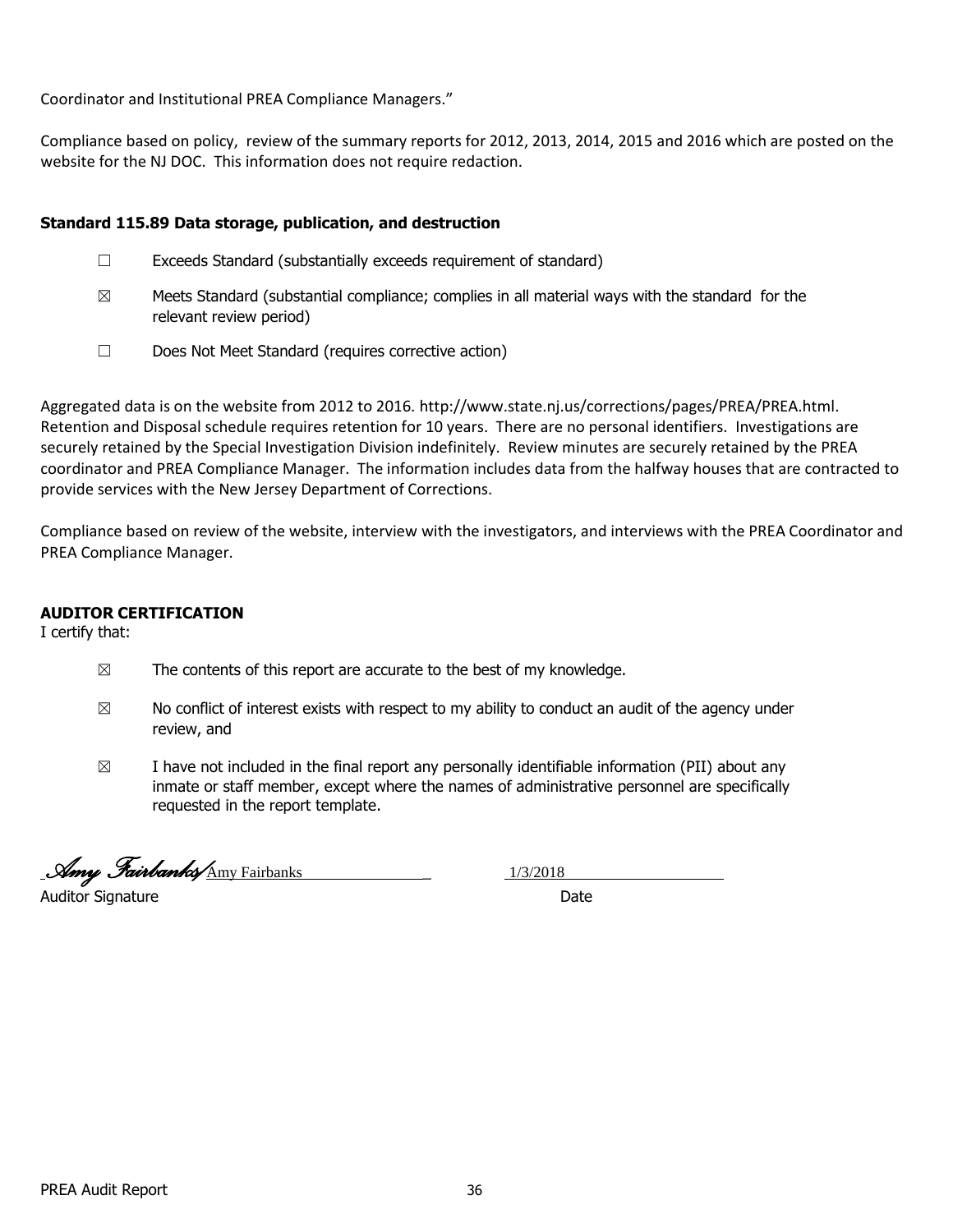Coordinator and Institutional PREA Compliance Managers."

Compliance based on policy, review of the summary reports for 2012, 2013, 2014, 2015 and 2016 which are posted on the website for the NJ DOC. This information does not require redaction.

**Standard 115.89 Data storage, publication, and destruction**

☐ Exceeds Standard (substantially exceeds requirement of standard)

☒ Meets Standard (substantial compliance; complies in all material ways with the standard for the relevant review period)

☐ Does Not Meet Standard (requires corrective action)

Aggregated data is on the website from 2012 to 2016. http://www.state.nj.us/corrections/pages/PREA/PREA.html. Retention and Disposal schedule requires retention for 10 years. There are no personal identifiers. Investigations are securely retained by the Special Investigation Division indefinitely. Review minutes are securely retained by the PREA coordinator and PREA Compliance Manager. The information includes data from the halfway houses that are contracted to provide services with the New Jersey Department of Corrections.

Compliance based on review of the website, interview with the investigators, and interviews with the PREA Coordinator and PREA Compliance Manager.

**AUDITOR CERTIFICATION**

I certify that:

☒ The contents of this report are accurate to the best of my knowledge.

☒ No conflict of interest exists with respect to my ability to conduct an audit of the agency under review, and

☒ I have not included in the final report any personally identifiable information (PII) about any inmate or staff member, except where the names of administrative personnel are specifically requested in the report template.

*Amy Fairbanks*/ Amy Fairbanks                1/3/2018

Auditor Signature                Date